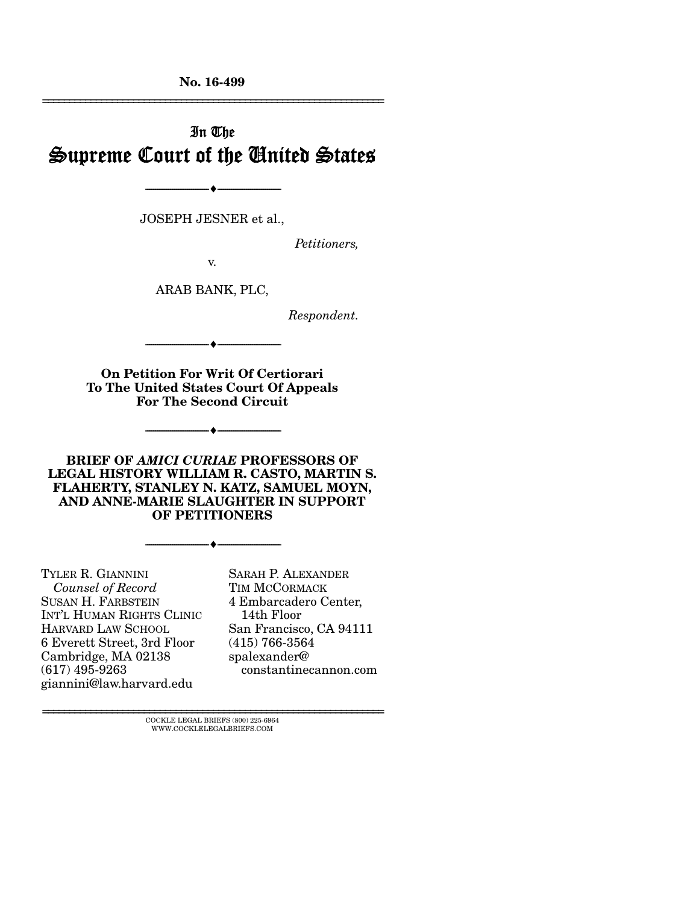No. 16-499

# In The Supreme Court of the United States

JOSEPH JESNER et al.,

*Petitioners,*

v.

ARAB BANK, PLC,

*Respondent.*

**On Petition For Writ Of Certiorari To The United States Court Of Appeals For The Second Circuit**

**BRIEF OF *AMICI CURIAE* PROFESSORS OF LEGAL HISTORY WILLIAM R. CASTO, MARTIN S. FLAHERTY, STANLEY N. KATZ, SAMUEL MOYN, AND ANNE-MARIE SLAUGHTER IN SUPPORT OF PETITIONERS**

TYLER R. GIANNINI
*Counsel of Record*
SUSAN H. FARBSTEIN
INT'L HUMAN RIGHTS CLINIC
HARVARD LAW SCHOOL
6 Everett Street, 3rd Floor
Cambridge, MA 02138
(617) 495-9263
giannini@law.harvard.edu

SARAH P. ALEXANDER
TIM MCCORMACK
4 Embarcadero Center, 14th Floor
San Francisco, CA 94111
(415) 766-3564
spalexander@constantinecannon.com

COCKLE LEGAL BRIEFS (800) 225-6964
WWW.COCKLELEGALBRIEFS.COM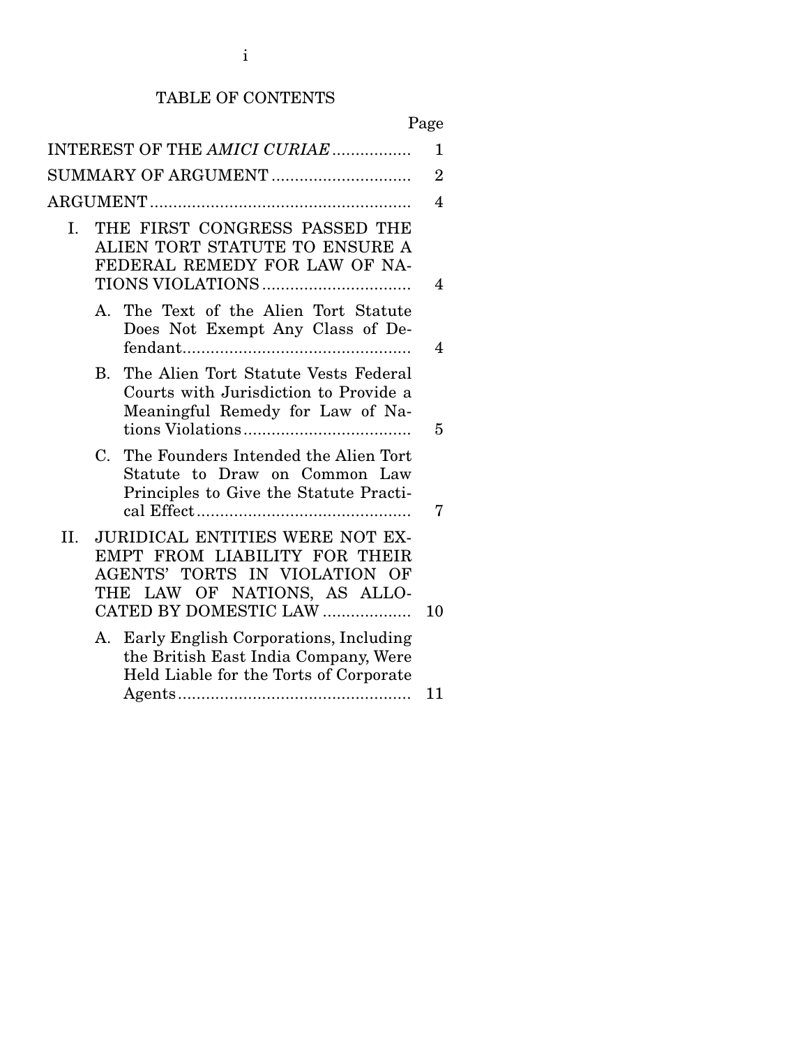# TABLE OF CONTENTS

| | Page |
|---|---|
| INTEREST OF THE *AMICI CURIAE* | 1 |
| SUMMARY OF ARGUMENT | 2 |
| ARGUMENT | 4 |
| I. THE FIRST CONGRESS PASSED THE ALIEN TORT STATUTE TO ENSURE A FEDERAL REMEDY FOR LAW OF NATIONS VIOLATIONS | 4 |
| A. The Text of the Alien Tort Statute Does Not Exempt Any Class of Defendant | 4 |
| B. The Alien Tort Statute Vests Federal Courts with Jurisdiction to Provide a Meaningful Remedy for Law of Nations Violations | 5 |
| C. The Founders Intended the Alien Tort Statute to Draw on Common Law Principles to Give the Statute Practical Effect | 7 |
| II. JURIDICAL ENTITIES WERE NOT EXEMPT FROM LIABILITY FOR THEIR AGENTS' TORTS IN VIOLATION OF THE LAW OF NATIONS, AS ALLOCATED BY DOMESTIC LAW | 10 |
| A. Early English Corporations, Including the British East India Company, Were Held Liable for the Torts of Corporate Agents | 11 |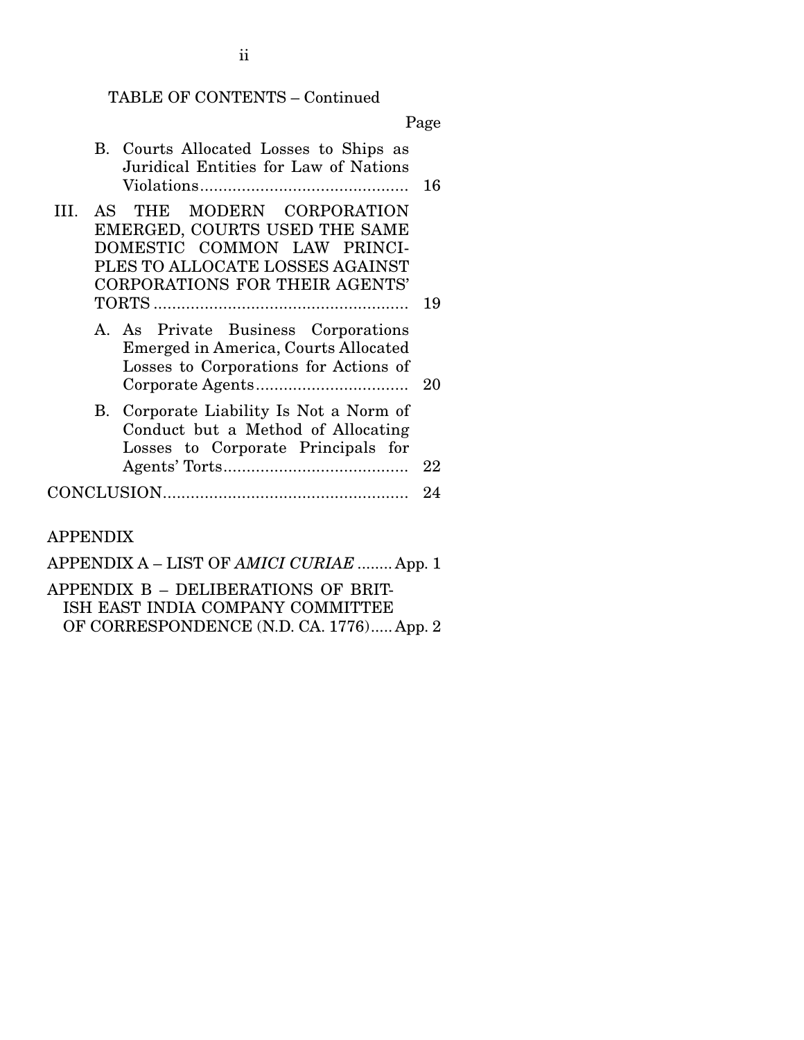TABLE OF CONTENTS – Continued

| | Page |
|---|---|
| B. Courts Allocated Losses to Ships as Juridical Entities for Law of Nations Violations | 16 |
| III. AS THE MODERN CORPORATION EMERGED, COURTS USED THE SAME DOMESTIC COMMON LAW PRINCIPLES TO ALLOCATE LOSSES AGAINST CORPORATIONS FOR THEIR AGENTS' TORTS | 19 |
| A. As Private Business Corporations Emerged in America, Courts Allocated Losses to Corporations for Actions of Corporate Agents | 20 |
| B. Corporate Liability Is Not a Norm of Conduct but a Method of Allocating Losses to Corporate Principals for Agents' Torts | 22 |
| CONCLUSION | 24 |

APPENDIX

| | |
|---|---|
| APPENDIX A – LIST OF *AMICI CURIAE* | App. 1 |
| APPENDIX B – DELIBERATIONS OF BRITISH EAST INDIA COMPANY COMMITTEE OF CORRESPONDENCE (N.D. CA. 1776) | App. 2 |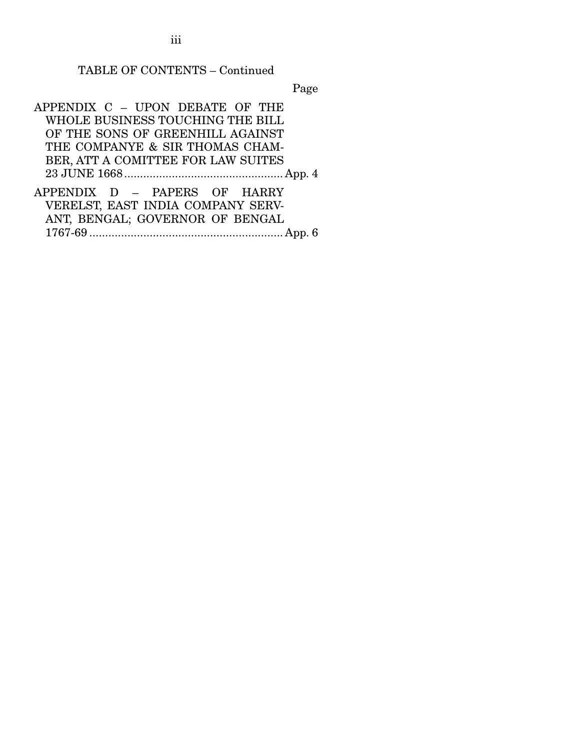TABLE OF CONTENTS – Continued

| | Page |
|---|---|
| APPENDIX C – UPON DEBATE OF THE WHOLE BUSINESS TOUCHING THE BILL OF THE SONS OF GREENHILL AGAINST THE COMPANYE & SIR THOMAS CHAMBER, ATT A COMITTEE FOR LAW SUITES 23 JUNE 1668 | App. 4 |
| APPENDIX D – PAPERS OF HARRY VERELST, EAST INDIA COMPANY SERVANT, BENGAL; GOVERNOR OF BENGAL 1767-69 | App. 6 |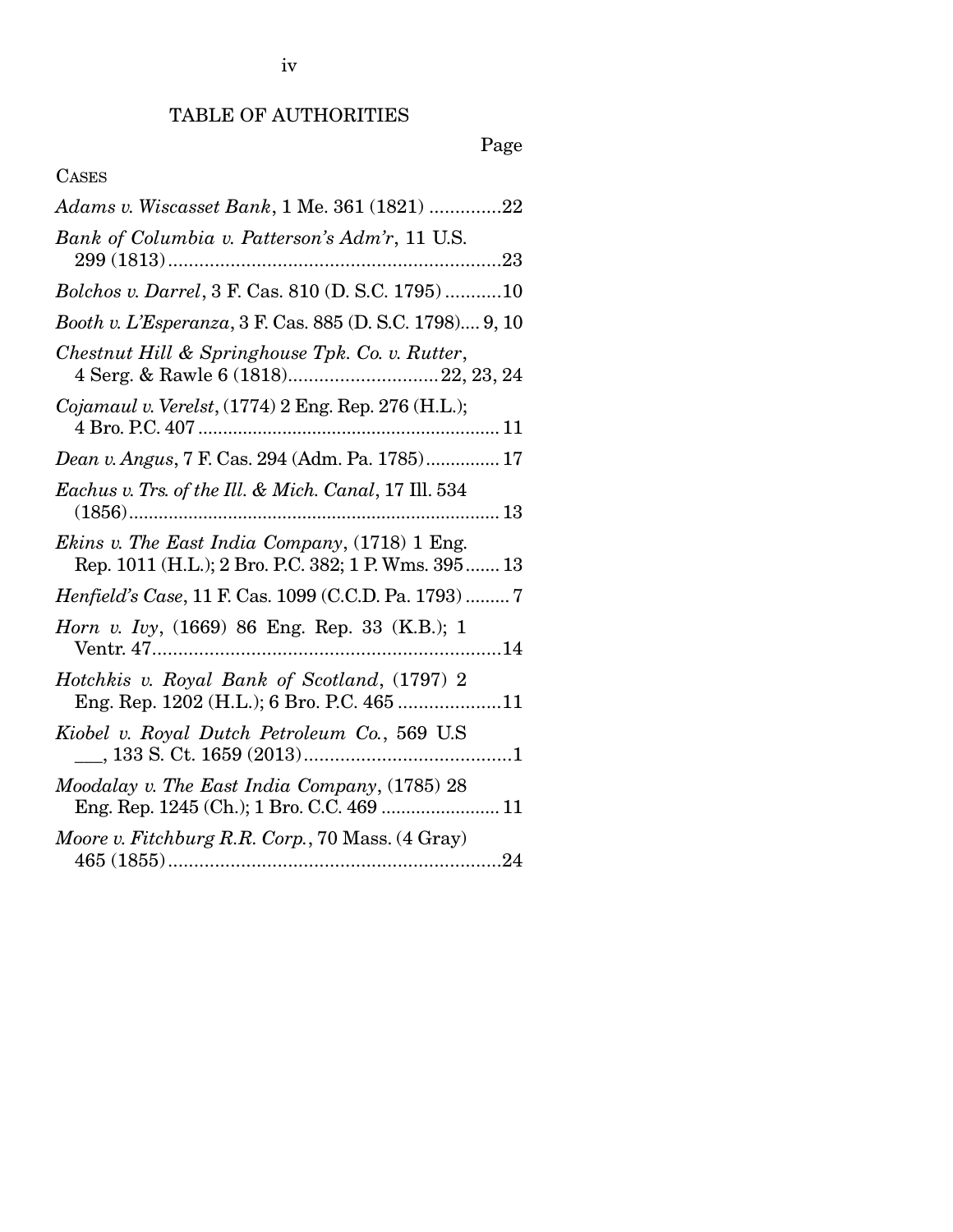# TABLE OF AUTHORITIES

Page

CASES

*Adams v. Wiscasset Bank*, 1 Me. 361 (1821) ..............22

*Bank of Columbia v. Patterson's Adm'r*, 11 U.S. 299 (1813).................................................................23

*Bolchos v. Darrel*, 3 F. Cas. 810 (D. S.C. 1795) ...........10

*Booth v. L'Esperanza*, 3 F. Cas. 885 (D. S.C. 1798).... 9, 10

*Chestnut Hill & Springhouse Tpk. Co. v. Rutter*, 4 Serg. & Rawle 6 (1818).............................22, 23, 24

*Cojamaul v. Verelst*, (1774) 2 Eng. Rep. 276 (H.L.); 4 Bro. P.C. 407 ............................................................. 11

*Dean v. Angus*, 7 F. Cas. 294 (Adm. Pa. 1785)............... 17

*Eachus v. Trs. of the Ill. & Mich. Canal*, 17 Ill. 534 (1856)........................................................................... 13

*Ekins v. The East India Company*, (1718) 1 Eng. Rep. 1011 (H.L.); 2 Bro. P.C. 382; 1 P. Wms. 395....... 13

*Henfield's Case*, 11 F. Cas. 1099 (C.C.D. Pa. 1793) ......... 7

*Horn v. Ivy*, (1669) 86 Eng. Rep. 33 (K.B.); 1 Ventr. 47....................................................................14

*Hotchkis v. Royal Bank of Scotland*, (1797) 2 Eng. Rep. 1202 (H.L.); 6 Bro. P.C. 465 ....................11

*Kiobel v. Royal Dutch Petroleum Co.*, 569 U.S ___, 133 S. Ct. 1659 (2013)........................................1

*Moodalay v. The East India Company*, (1785) 28 Eng. Rep. 1245 (Ch.); 1 Bro. C.C. 469 ....................... 11

*Moore v. Fitchburg R.R. Corp.*, 70 Mass. (4 Gray) 465 (1855)................................................................24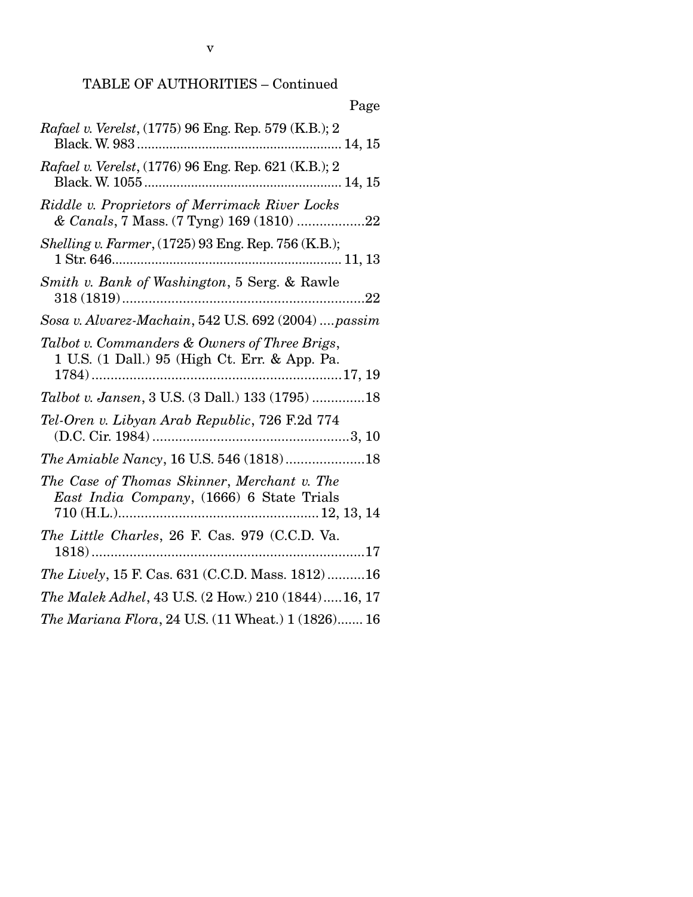TABLE OF AUTHORITIES – Continued

Page

*Rafael v. Verelst*, (1775) 96 Eng. Rep. 579 (K.B.); 2 Black. W. 983 ........................................................ 14, 15

*Rafael v. Verelst*, (1776) 96 Eng. Rep. 621 (K.B.); 2 Black. W. 1055 ...................................................... 14, 15

*Riddle v. Proprietors of Merrimack River Locks & Canals*, 7 Mass. (7 Tyng) 169 (1810) ..................22

*Shelling v. Farmer*, (1725) 93 Eng. Rep. 756 (K.B.); 1 Str. 646............................................................... 11, 13

*Smith v. Bank of Washington*, 5 Serg. & Rawle 318 (1819).................................................................22

*Sosa v. Alvarez-Machain*, 542 U.S. 692 (2004) ....*passim*

*Talbot v. Commanders & Owners of Three Brigs*, 1 U.S. (1 Dall.) 95 (High Ct. Err. & App. Pa. 1784)..................................................................17, 19

*Talbot v. Jansen*, 3 U.S. (3 Dall.) 133 (1795) ..............18

*Tel-Oren v. Libyan Arab Republic*, 726 F.2d 774 (D.C. Cir. 1984) ....................................................3, 10

*The Amiable Nancy*, 16 U.S. 546 (1818).....................18

*The Case of Thomas Skinner, Merchant v. The East India Company*, (1666) 6 State Trials 710 (H.L.)..................................................... 12, 13, 14

*The Little Charles*, 26 F. Cas. 979 (C.C.D. Va. 1818).........................................................................17

*The Lively*, 15 F. Cas. 631 (C.C.D. Mass. 1812)..........16

*The Malek Adhel*, 43 U.S. (2 How.) 210 (1844).....16, 17

*The Mariana Flora*, 24 U.S. (11 Wheat.) 1 (1826)....... 16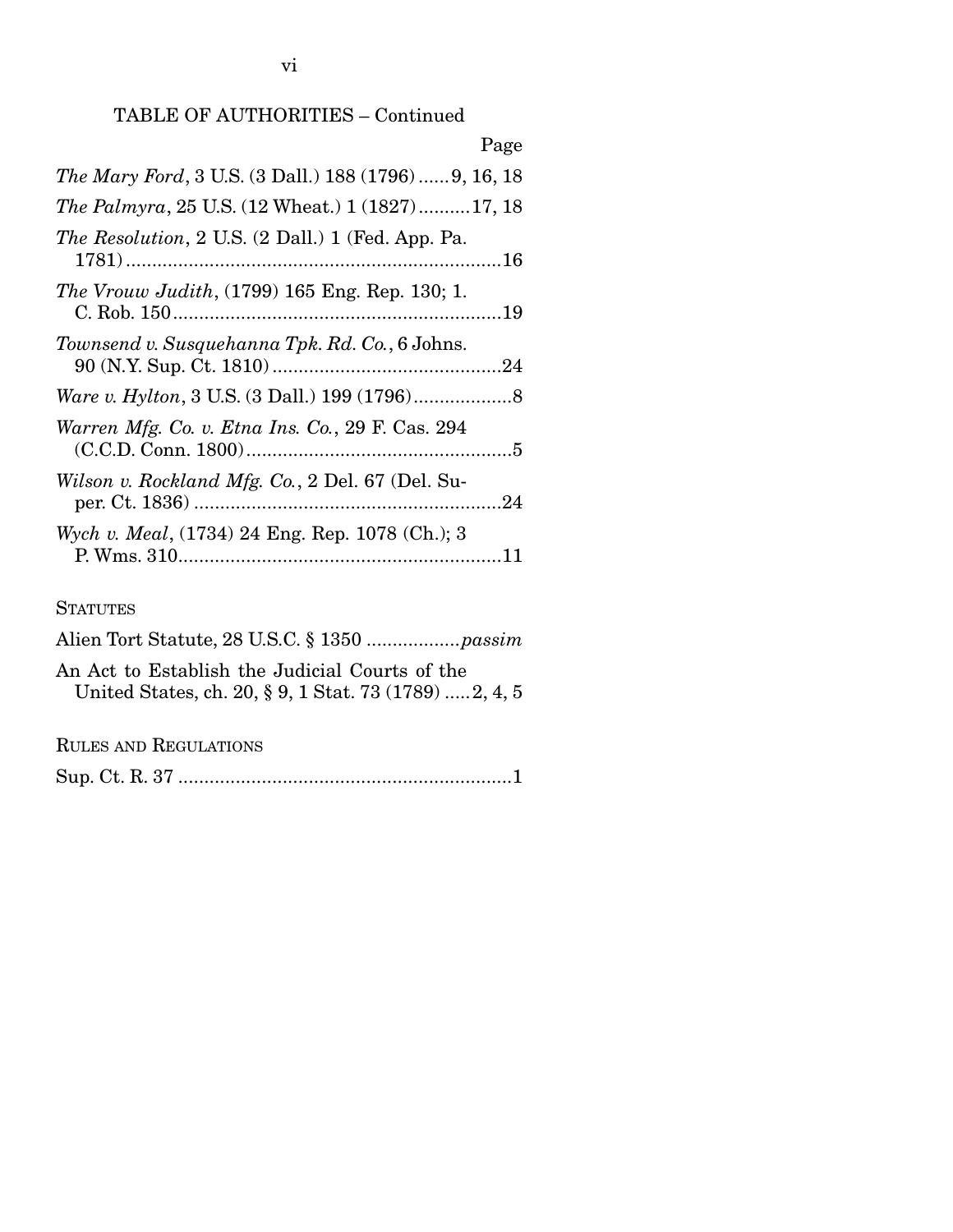TABLE OF AUTHORITIES – Continued

Page

*The Mary Ford*, 3 U.S. (3 Dall.) 188 (1796) ...... 9, 16, 18

*The Palmyra*, 25 U.S. (12 Wheat.) 1 (1827) .......... 17, 18

*The Resolution*, 2 U.S. (2 Dall.) 1 (Fed. App. Pa. 1781) ........................................................................ 16

*The Vrouw Judith*, (1799) 165 Eng. Rep. 130; 1. C. Rob. 150 ............................................................... 19

*Townsend v. Susquehanna Tpk. Rd. Co.*, 6 Johns. 90 (N.Y. Sup. Ct. 1810) ............................................ 24

*Ware v. Hylton*, 3 U.S. (3 Dall.) 199 (1796) .................. 8

*Warren Mfg. Co. v. Etna Ins. Co.*, 29 F. Cas. 294 (C.C.D. Conn. 1800) ................................................... 5

*Wilson v. Rockland Mfg. Co.*, 2 Del. 67 (Del. Super. Ct. 1836) ........................................................... 24

*Wych v. Meal*, (1734) 24 Eng. Rep. 1078 (Ch.); 3 P. Wms. 310 .............................................................. 11

STATUTES

Alien Tort Statute, 28 U.S.C. § 1350 .................. *passim*

An Act to Establish the Judicial Courts of the United States, ch. 20, § 9, 1 Stat. 73 (1789) ..... 2, 4, 5

RULES AND REGULATIONS

Sup. Ct. R. 37 ................................................................ 1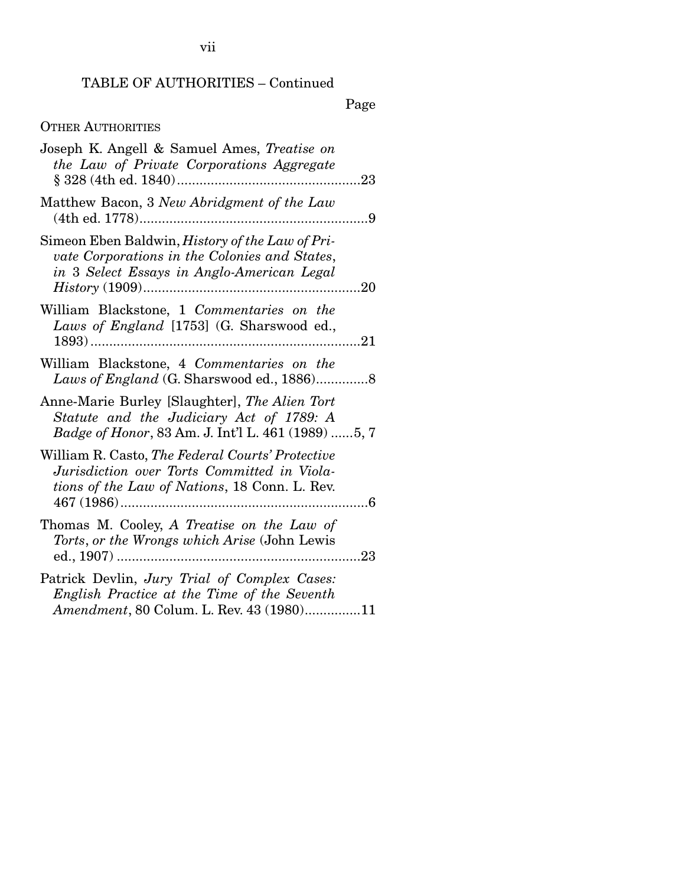TABLE OF AUTHORITIES – Continued

Page

OTHER AUTHORITIES

Joseph K. Angell & Samuel Ames, *Treatise on the Law of Private Corporations Aggregate* § 328 (4th ed. 1840) ....23

Matthew Bacon, 3 *New Abridgment of the Law* (4th ed. 1778) ....9

Simeon Eben Baldwin, *History of the Law of Private Corporations in the Colonies and States*, in 3 *Select Essays in Anglo-American Legal History* (1909) ....20

William Blackstone, 1 *Commentaries on the Laws of England* [1753] (G. Sharswood ed., 1893) ....21

William Blackstone, 4 *Commentaries on the Laws of England* (G. Sharswood ed., 1886) ....8

Anne-Marie Burley [Slaughter], *The Alien Tort Statute and the Judiciary Act of 1789: A Badge of Honor*, 83 Am. J. Int'l L. 461 (1989) ....5, 7

William R. Casto, *The Federal Courts' Protective Jurisdiction over Torts Committed in Violations of the Law of Nations*, 18 Conn. L. Rev. 467 (1986) ....6

Thomas M. Cooley, *A Treatise on the Law of Torts, or the Wrongs which Arise* (John Lewis ed., 1907) ....23

Patrick Devlin, *Jury Trial of Complex Cases: English Practice at the Time of the Seventh Amendment*, 80 Colum. L. Rev. 43 (1980) ....11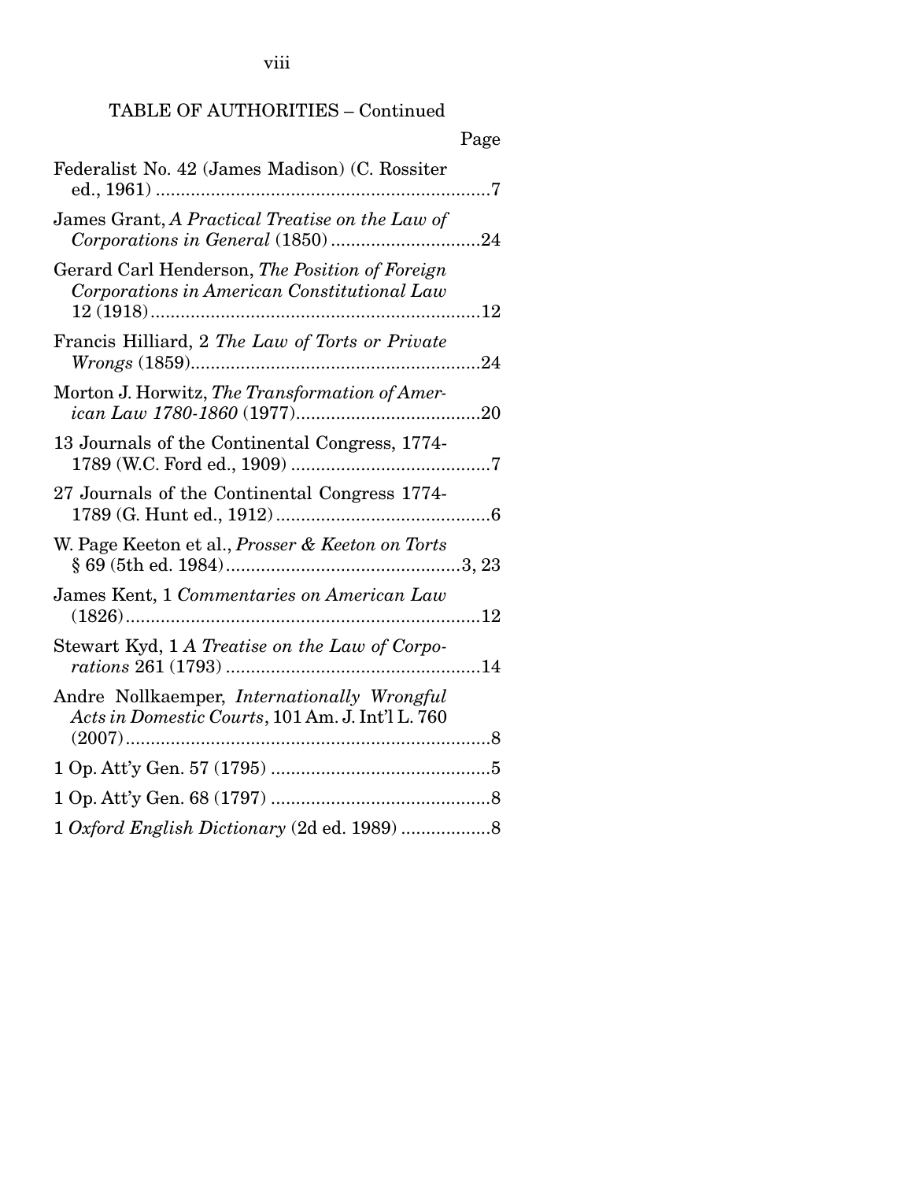TABLE OF AUTHORITIES – Continued

| | Page |
|---|---|
| Federalist No. 42 (James Madison) (C. Rossiter ed., 1961) | 7 |
| James Grant, *A Practical Treatise on the Law of Corporations in General* (1850) | 24 |
| Gerard Carl Henderson, *The Position of Foreign Corporations in American Constitutional Law* 12 (1918) | 12 |
| Francis Hilliard, 2 *The Law of Torts or Private Wrongs* (1859) | 24 |
| Morton J. Horwitz, *The Transformation of American Law 1780-1860* (1977) | 20 |
| 13 Journals of the Continental Congress, 1774-1789 (W.C. Ford ed., 1909) | 7 |
| 27 Journals of the Continental Congress 1774-1789 (G. Hunt ed., 1912) | 6 |
| W. Page Keeton et al., *Prosser & Keeton on Torts* § 69 (5th ed. 1984) | 3, 23 |
| James Kent, 1 *Commentaries on American Law* (1826) | 12 |
| Stewart Kyd, 1 *A Treatise on the Law of Corporations* 261 (1793) | 14 |
| Andre Nollkaemper, *Internationally Wrongful Acts in Domestic Courts*, 101 Am. J. Int'l L. 760 (2007) | 8 |
| 1 Op. Att'y Gen. 57 (1795) | 5 |
| 1 Op. Att'y Gen. 68 (1797) | 8 |
| 1 *Oxford English Dictionary* (2d ed. 1989) | 8 |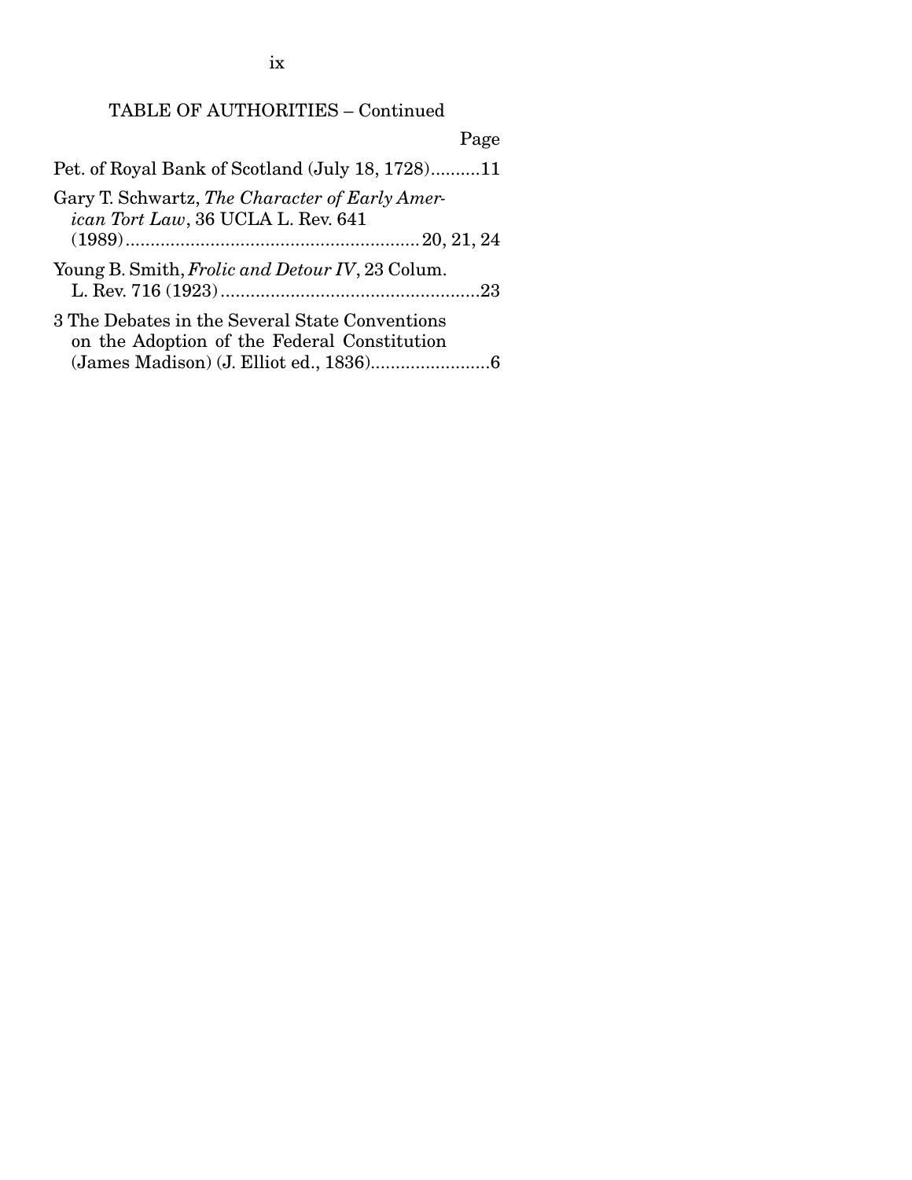TABLE OF AUTHORITIES – Continued

Page

Pet. of Royal Bank of Scotland (July 18, 1728)..........11

Gary T. Schwartz, *The Character of Early American Tort Law*, 36 UCLA L. Rev. 641 (1989)..........20, 21, 24

Young B. Smith, *Frolic and Detour IV*, 23 Colum. L. Rev. 716 (1923)..........23

3 The Debates in the Several State Conventions on the Adoption of the Federal Constitution (James Madison) (J. Elliot ed., 1836)..........6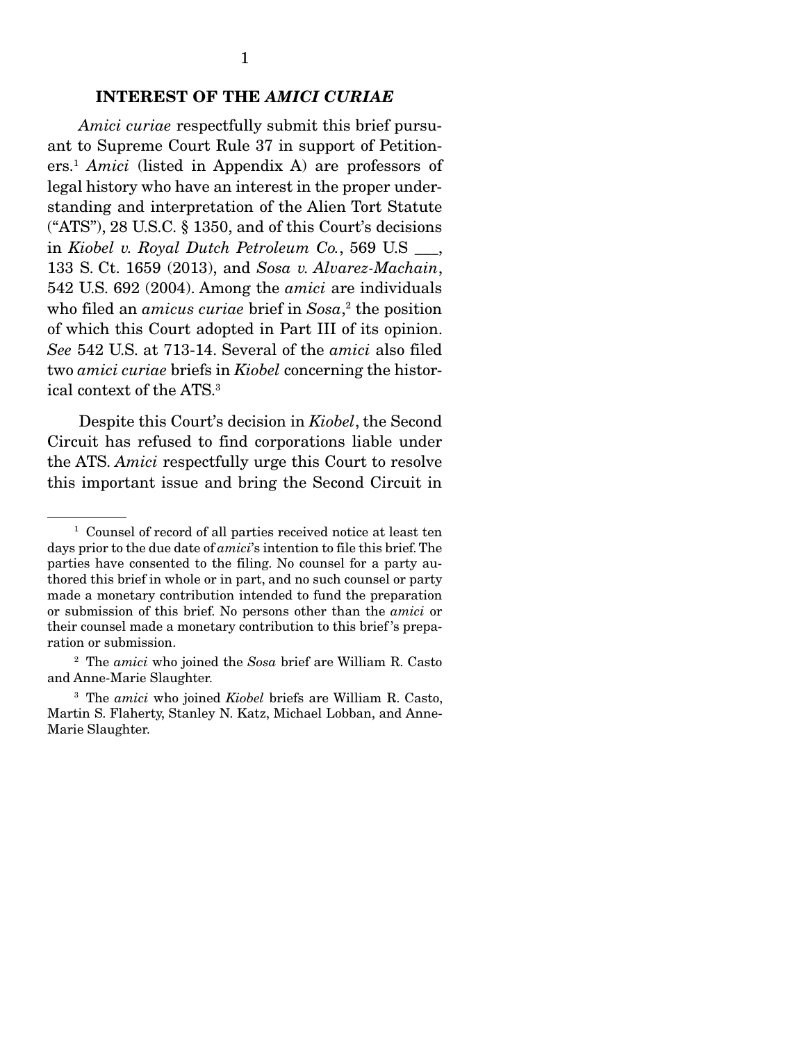## INTEREST OF THE *AMICI CURIAE*

*Amici curiae* respectfully submit this brief pursuant to Supreme Court Rule 37 in support of Petitioners.[1] *Amici* (listed in Appendix A) are professors of legal history who have an interest in the proper understanding and interpretation of the Alien Tort Statute ("ATS"), 28 U.S.C. § 1350, and of this Court's decisions in *Kiobel v. Royal Dutch Petroleum Co.*, 569 U.S ___, 133 S. Ct. 1659 (2013), and *Sosa v. Alvarez-Machain*, 542 U.S. 692 (2004). Among the *amici* are individuals who filed an *amicus curiae* brief in *Sosa*,[2] the position of which this Court adopted in Part III of its opinion. *See* 542 U.S. at 713-14. Several of the *amici* also filed two *amici curiae* briefs in *Kiobel* concerning the historical context of the ATS.[3]

Despite this Court's decision in *Kiobel*, the Second Circuit has refused to find corporations liable under the ATS. *Amici* respectfully urge this Court to resolve this important issue and bring the Second Circuit in

---

[1] Counsel of record of all parties received notice at least ten days prior to the due date of *amici*'s intention to file this brief. The parties have consented to the filing. No counsel for a party authored this brief in whole or in part, and no such counsel or party made a monetary contribution intended to fund the preparation or submission of this brief. No persons other than the *amici* or their counsel made a monetary contribution to this brief's preparation or submission.

[2] The *amici* who joined the *Sosa* brief are William R. Casto and Anne-Marie Slaughter.

[3] The *amici* who joined *Kiobel* briefs are William R. Casto, Martin S. Flaherty, Stanley N. Katz, Michael Lobban, and Anne-Marie Slaughter.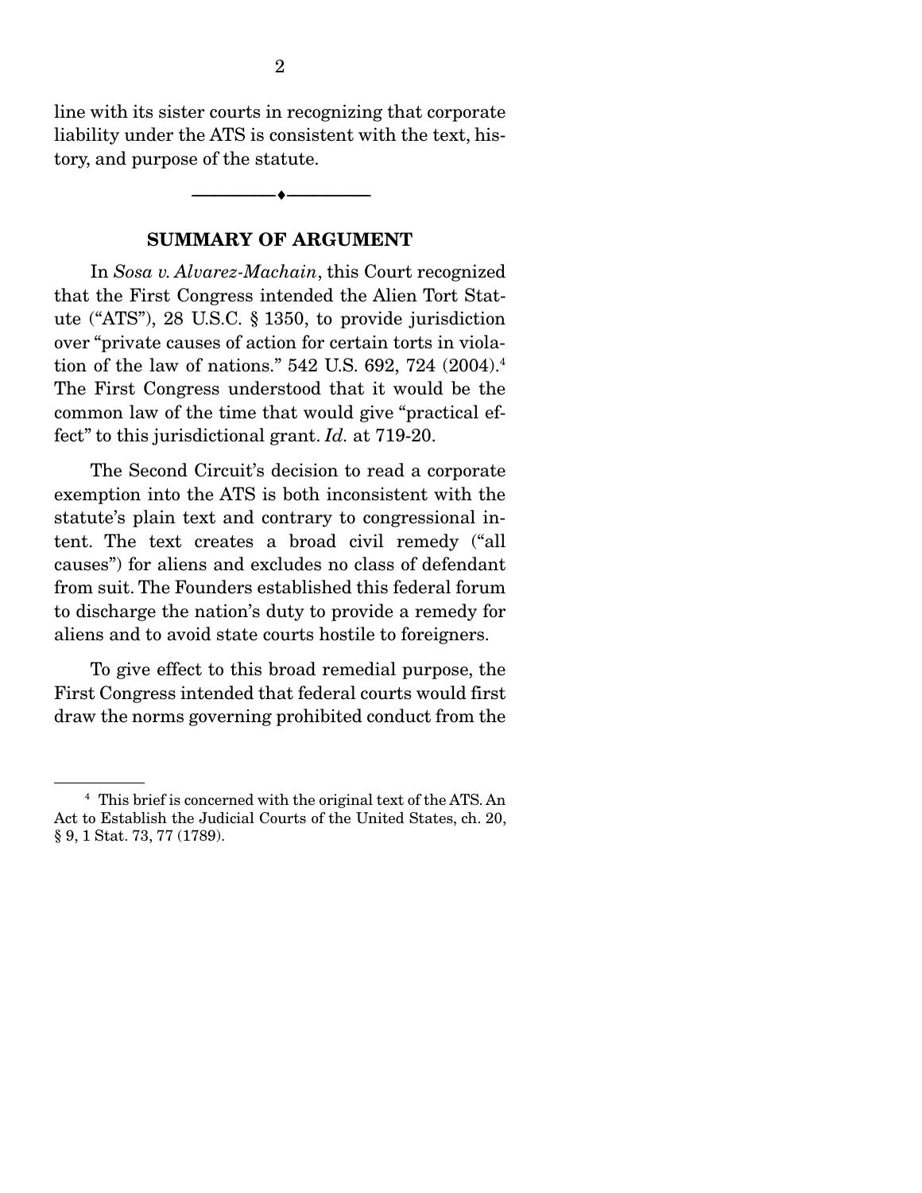line with its sister courts in recognizing that corporate liability under the ATS is consistent with the text, history, and purpose of the statute.

---

## SUMMARY OF ARGUMENT

In *Sosa v. Alvarez-Machain*, this Court recognized that the First Congress intended the Alien Tort Statute ("ATS"), 28 U.S.C. § 1350, to provide jurisdiction over "private causes of action for certain torts in violation of the law of nations." 542 U.S. 692, 724 (2004).[4] The First Congress understood that it would be the common law of the time that would give "practical effect" to this jurisdictional grant. *Id.* at 719-20.

The Second Circuit's decision to read a corporate exemption into the ATS is both inconsistent with the statute's plain text and contrary to congressional intent. The text creates a broad civil remedy ("all causes") for aliens and excludes no class of defendant from suit. The Founders established this federal forum to discharge the nation's duty to provide a remedy for aliens and to avoid state courts hostile to foreigners.

To give effect to this broad remedial purpose, the First Congress intended that federal courts would first draw the norms governing prohibited conduct from the

[4] This brief is concerned with the original text of the ATS. An Act to Establish the Judicial Courts of the United States, ch. 20, § 9, 1 Stat. 73, 77 (1789).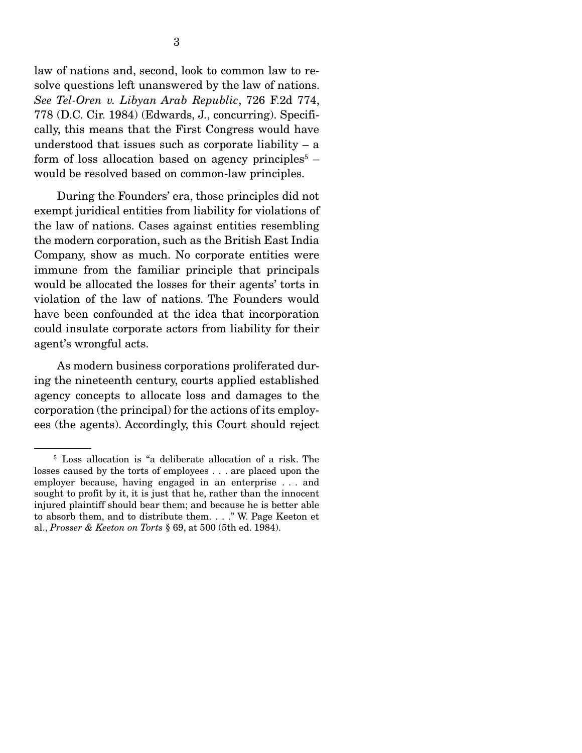law of nations and, second, look to common law to resolve questions left unanswered by the law of nations. *See Tel-Oren v. Libyan Arab Republic*, 726 F.2d 774, 778 (D.C. Cir. 1984) (Edwards, J., concurring). Specifically, this means that the First Congress would have understood that issues such as corporate liability – a form of loss allocation based on agency principles[5] – would be resolved based on common-law principles.

During the Founders' era, those principles did not exempt juridical entities from liability for violations of the law of nations. Cases against entities resembling the modern corporation, such as the British East India Company, show as much. No corporate entities were immune from the familiar principle that principals would be allocated the losses for their agents' torts in violation of the law of nations. The Founders would have been confounded at the idea that incorporation could insulate corporate actors from liability for their agent's wrongful acts.

As modern business corporations proliferated during the nineteenth century, courts applied established agency concepts to allocate loss and damages to the corporation (the principal) for the actions of its employees (the agents). Accordingly, this Court should reject

---

[5] Loss allocation is "a deliberate allocation of a risk. The losses caused by the torts of employees . . . are placed upon the employer because, having engaged in an enterprise . . . and sought to profit by it, it is just that he, rather than the innocent injured plaintiff should bear them; and because he is better able to absorb them, and to distribute them. . . ." W. Page Keeton et al., *Prosser & Keeton on Torts* § 69, at 500 (5th ed. 1984).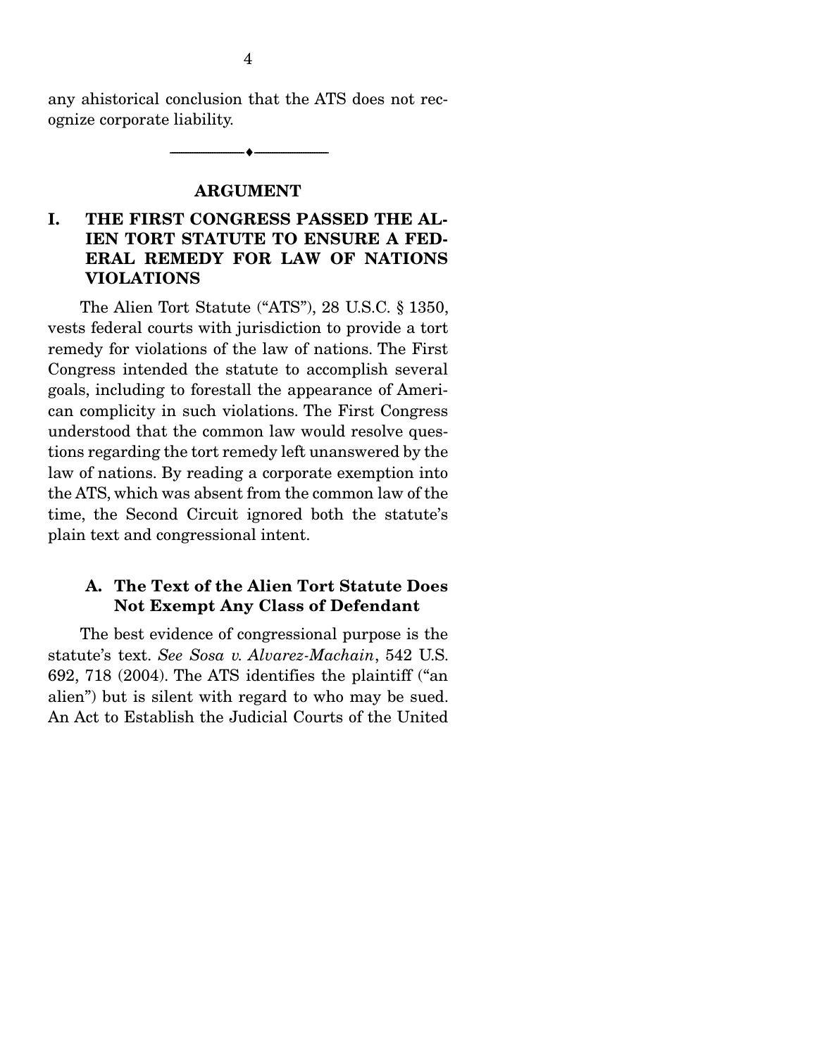any ahistorical conclusion that the ATS does not recognize corporate liability.

---

## ARGUMENT

### I. THE FIRST CONGRESS PASSED THE ALIEN TORT STATUTE TO ENSURE A FEDERAL REMEDY FOR LAW OF NATIONS VIOLATIONS

The Alien Tort Statute ("ATS"), 28 U.S.C. § 1350, vests federal courts with jurisdiction to provide a tort remedy for violations of the law of nations. The First Congress intended the statute to accomplish several goals, including to forestall the appearance of American complicity in such violations. The First Congress understood that the common law would resolve questions regarding the tort remedy left unanswered by the law of nations. By reading a corporate exemption into the ATS, which was absent from the common law of the time, the Second Circuit ignored both the statute's plain text and congressional intent.

#### A. The Text of the Alien Tort Statute Does Not Exempt Any Class of Defendant

The best evidence of congressional purpose is the statute's text. *See Sosa v. Alvarez-Machain*, 542 U.S. 692, 718 (2004). The ATS identifies the plaintiff ("an alien") but is silent with regard to who may be sued. An Act to Establish the Judicial Courts of the United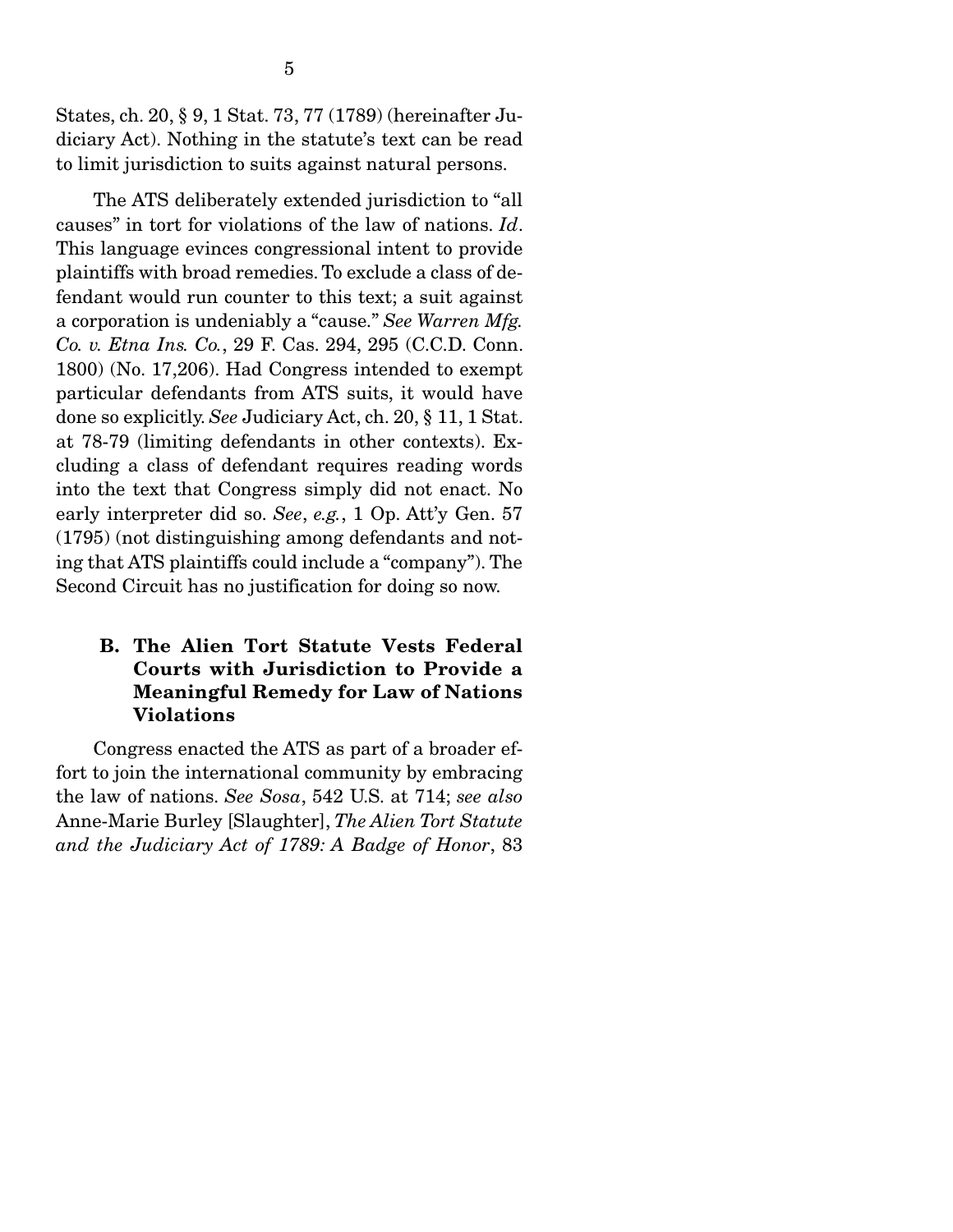States, ch. 20, § 9, 1 Stat. 73, 77 (1789) (hereinafter Judiciary Act). Nothing in the statute's text can be read to limit jurisdiction to suits against natural persons.

The ATS deliberately extended jurisdiction to "all causes" in tort for violations of the law of nations. *Id*. This language evinces congressional intent to provide plaintiffs with broad remedies. To exclude a class of defendant would run counter to this text; a suit against a corporation is undeniably a "cause." *See Warren Mfg. Co. v. Etna Ins. Co.*, 29 F. Cas. 294, 295 (C.C.D. Conn. 1800) (No. 17,206). Had Congress intended to exempt particular defendants from ATS suits, it would have done so explicitly. *See* Judiciary Act, ch. 20, § 11, 1 Stat. at 78-79 (limiting defendants in other contexts). Excluding a class of defendant requires reading words into the text that Congress simply did not enact. No early interpreter did so. *See*, *e.g.*, 1 Op. Att'y Gen. 57 (1795) (not distinguishing among defendants and noting that ATS plaintiffs could include a "company"). The Second Circuit has no justification for doing so now.

### B. The Alien Tort Statute Vests Federal Courts with Jurisdiction to Provide a Meaningful Remedy for Law of Nations Violations

Congress enacted the ATS as part of a broader effort to join the international community by embracing the law of nations. *See Sosa*, 542 U.S. at 714; *see also* Anne-Marie Burley [Slaughter], *The Alien Tort Statute and the Judiciary Act of 1789: A Badge of Honor*, 83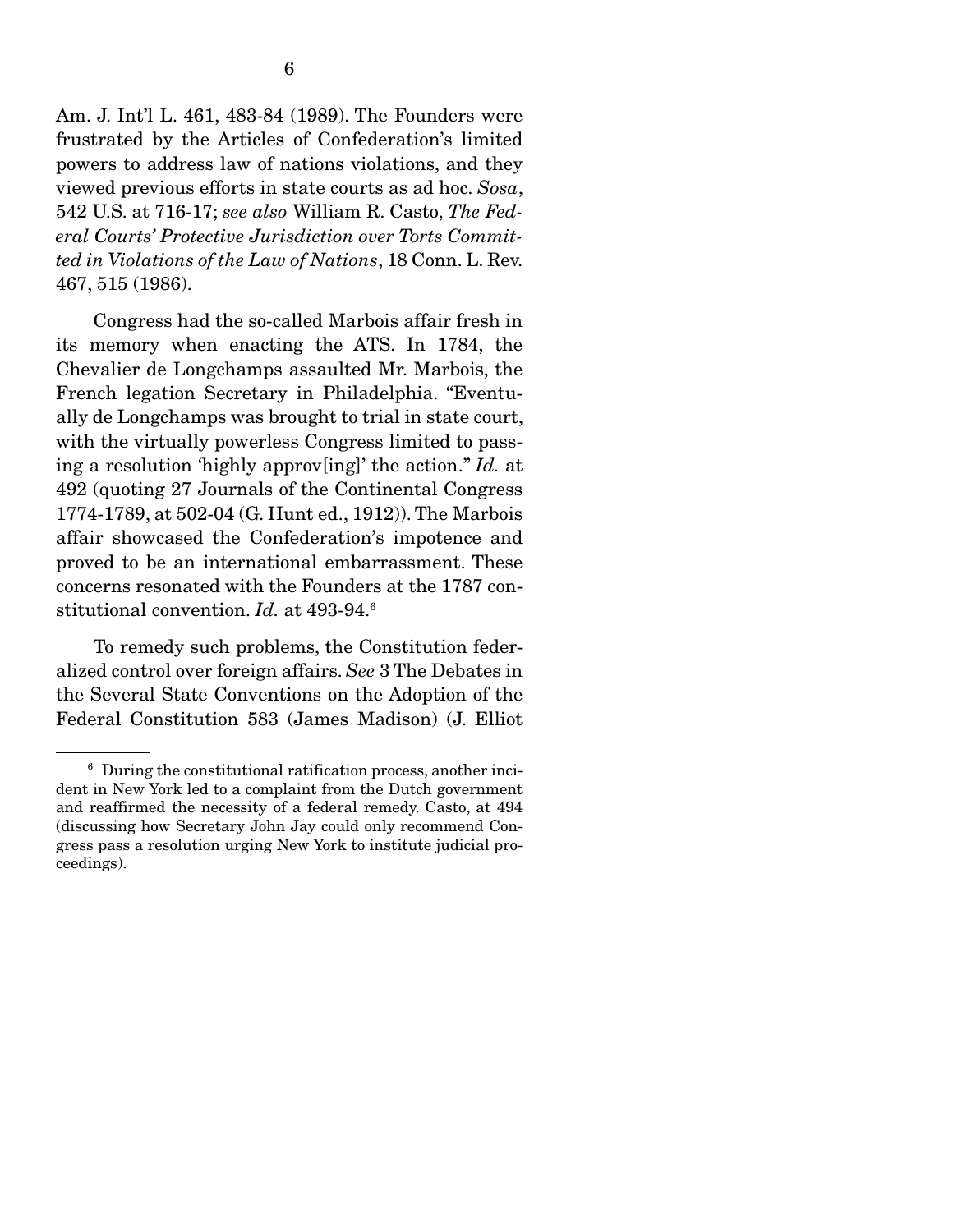Am. J. Int'l L. 461, 483-84 (1989). The Founders were frustrated by the Articles of Confederation's limited powers to address law of nations violations, and they viewed previous efforts in state courts as ad hoc. *Sosa*, 542 U.S. at 716-17; *see also* William R. Casto, *The Federal Courts' Protective Jurisdiction over Torts Committed in Violations of the Law of Nations*, 18 Conn. L. Rev. 467, 515 (1986).

Congress had the so-called Marbois affair fresh in its memory when enacting the ATS. In 1784, the Chevalier de Longchamps assaulted Mr. Marbois, the French legation Secretary in Philadelphia. "Eventually de Longchamps was brought to trial in state court, with the virtually powerless Congress limited to passing a resolution 'highly approv[ing]' the action." *Id.* at 492 (quoting 27 Journals of the Continental Congress 1774-1789, at 502-04 (G. Hunt ed., 1912)). The Marbois affair showcased the Confederation's impotence and proved to be an international embarrassment. These concerns resonated with the Founders at the 1787 constitutional convention. *Id.* at 493-94.[6]

To remedy such problems, the Constitution federalized control over foreign affairs. *See* 3 The Debates in the Several State Conventions on the Adoption of the Federal Constitution 583 (James Madison) (J. Elliot

---

[6] During the constitutional ratification process, another incident in New York led to a complaint from the Dutch government and reaffirmed the necessity of a federal remedy. Casto, at 494 (discussing how Secretary John Jay could only recommend Congress pass a resolution urging New York to institute judicial proceedings).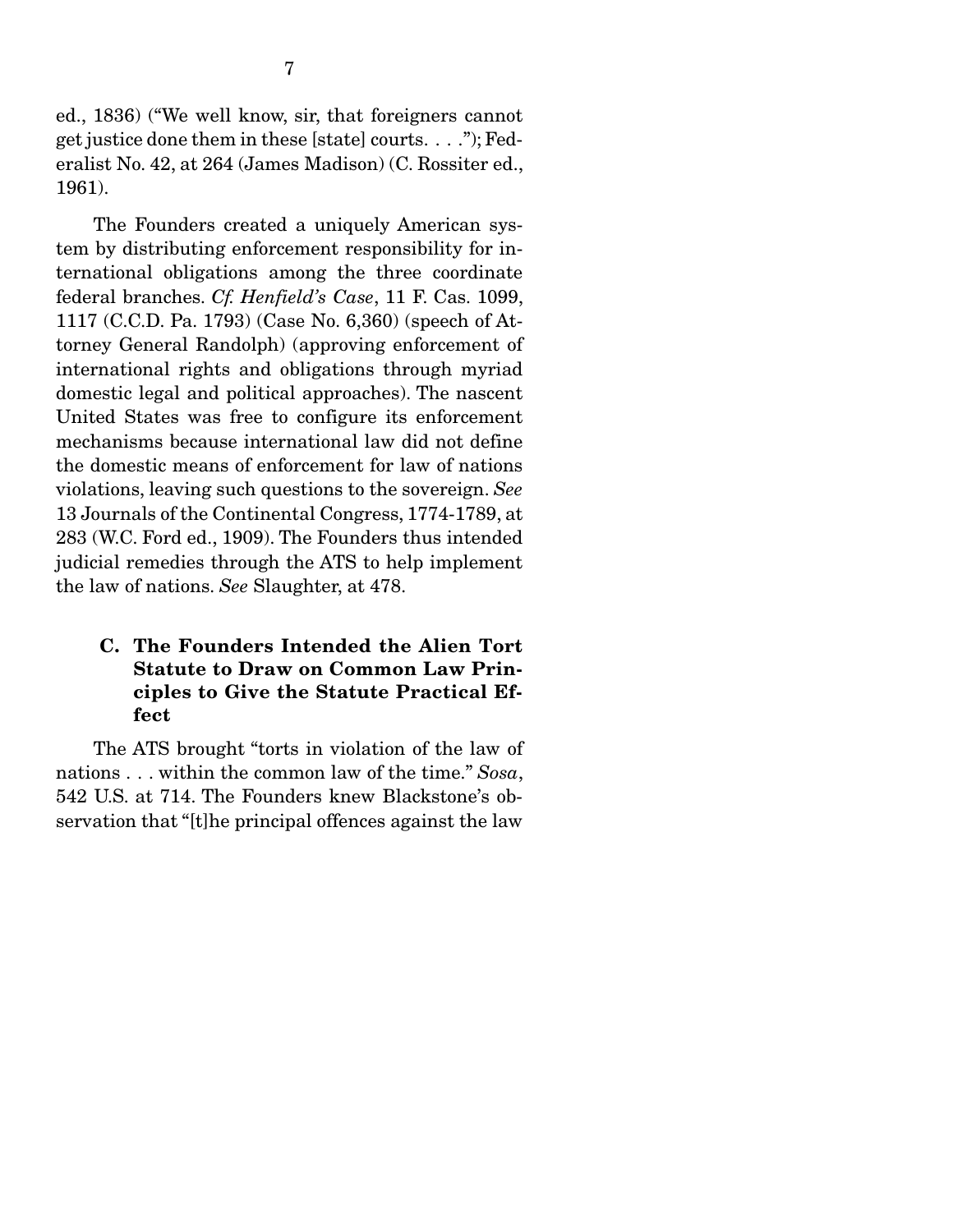ed., 1836) ("We well know, sir, that foreigners cannot get justice done them in these [state] courts. . . ."); Federalist No. 42, at 264 (James Madison) (C. Rossiter ed., 1961).

The Founders created a uniquely American system by distributing enforcement responsibility for international obligations among the three coordinate federal branches. *Cf. Henfield's Case*, 11 F. Cas. 1099, 1117 (C.C.D. Pa. 1793) (Case No. 6,360) (speech of Attorney General Randolph) (approving enforcement of international rights and obligations through myriad domestic legal and political approaches). The nascent United States was free to configure its enforcement mechanisms because international law did not define the domestic means of enforcement for law of nations violations, leaving such questions to the sovereign. *See* 13 Journals of the Continental Congress, 1774-1789, at 283 (W.C. Ford ed., 1909). The Founders thus intended judicial remedies through the ATS to help implement the law of nations. *See* Slaughter, at 478.

### C. The Founders Intended the Alien Tort Statute to Draw on Common Law Principles to Give the Statute Practical Effect

The ATS brought "torts in violation of the law of nations . . . within the common law of the time." *Sosa*, 542 U.S. at 714. The Founders knew Blackstone's observation that "[t]he principal offences against the law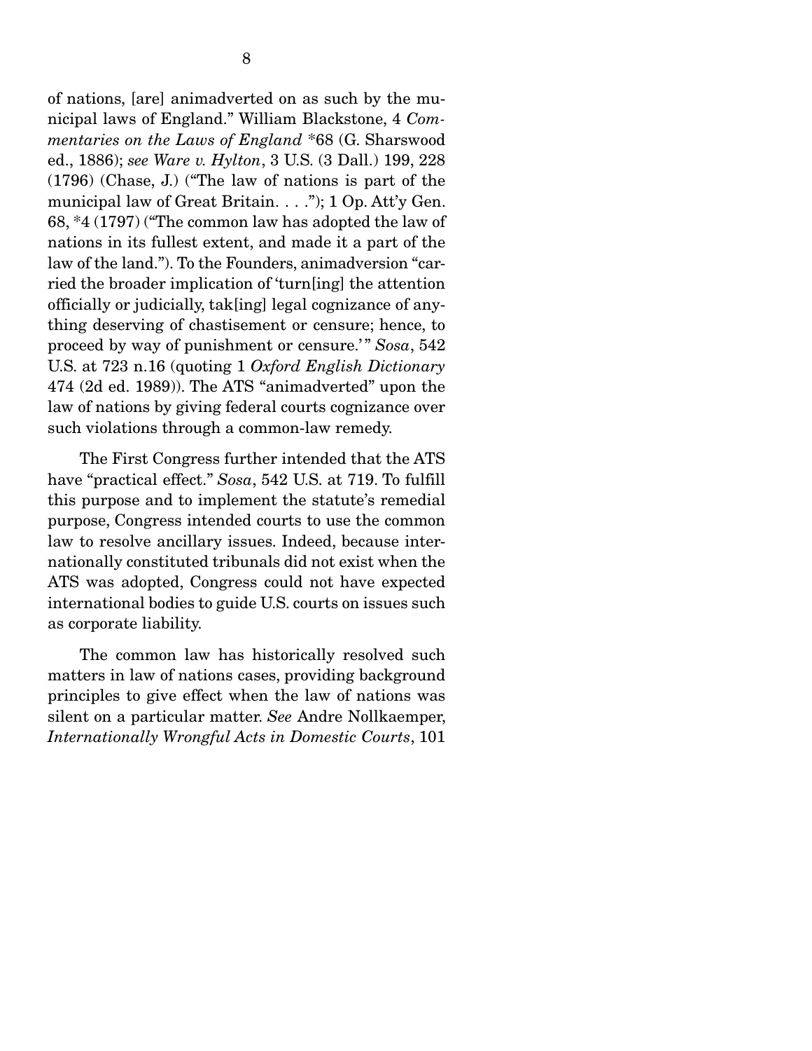of nations, [are] animadverted on as such by the municipal laws of England." William Blackstone, 4 *Commentaries on the Laws of England* *68 (G. Sharswood ed., 1886); *see Ware v. Hylton*, 3 U.S. (3 Dall.) 199, 228 (1796) (Chase, J.) ("The law of nations is part of the municipal law of Great Britain. . . ."); 1 Op. Att'y Gen. 68, *4 (1797) ("The common law has adopted the law of nations in its fullest extent, and made it a part of the law of the land."). To the Founders, animadversion "carried the broader implication of 'turn[ing] the attention officially or judicially, tak[ing] legal cognizance of anything deserving of chastisement or censure; hence, to proceed by way of punishment or censure.'" *Sosa*, 542 U.S. at 723 n.16 (quoting 1 *Oxford English Dictionary* 474 (2d ed. 1989)). The ATS "animadverted" upon the law of nations by giving federal courts cognizance over such violations through a common-law remedy.

The First Congress further intended that the ATS have "practical effect." *Sosa*, 542 U.S. at 719. To fulfill this purpose and to implement the statute's remedial purpose, Congress intended courts to use the common law to resolve ancillary issues. Indeed, because internationally constituted tribunals did not exist when the ATS was adopted, Congress could not have expected international bodies to guide U.S. courts on issues such as corporate liability.

The common law has historically resolved such matters in law of nations cases, providing background principles to give effect when the law of nations was silent on a particular matter. *See* Andre Nollkaemper, *Internationally Wrongful Acts in Domestic Courts*, 101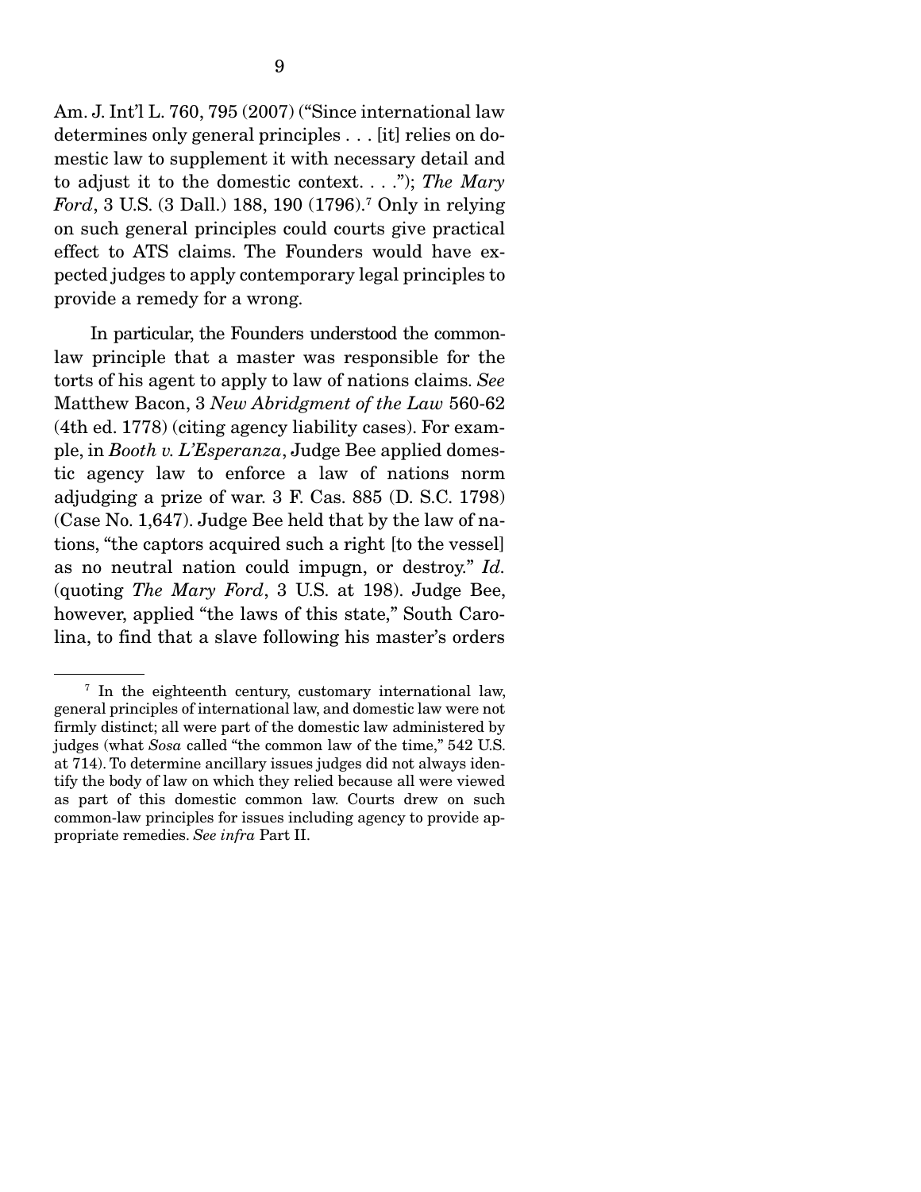Am. J. Int'l L. 760, 795 (2007) ("Since international law determines only general principles . . . [it] relies on domestic law to supplement it with necessary detail and to adjust it to the domestic context. . . ."); *The Mary Ford*, 3 U.S. (3 Dall.) 188, 190 (1796).[7] Only in relying on such general principles could courts give practical effect to ATS claims. The Founders would have expected judges to apply contemporary legal principles to provide a remedy for a wrong.

In particular, the Founders understood the common-law principle that a master was responsible for the torts of his agent to apply to law of nations claims. *See* Matthew Bacon, 3 *New Abridgment of the Law* 560-62 (4th ed. 1778) (citing agency liability cases). For example, in *Booth v. L'Esperanza*, Judge Bee applied domestic agency law to enforce a law of nations norm adjudging a prize of war. 3 F. Cas. 885 (D. S.C. 1798) (Case No. 1,647). Judge Bee held that by the law of nations, "the captors acquired such a right [to the vessel] as no neutral nation could impugn, or destroy." *Id.* (quoting *The Mary Ford*, 3 U.S. at 198). Judge Bee, however, applied "the laws of this state," South Carolina, to find that a slave following his master's orders

---

[7] In the eighteenth century, customary international law, general principles of international law, and domestic law were not firmly distinct; all were part of the domestic law administered by judges (what *Sosa* called "the common law of the time," 542 U.S. at 714). To determine ancillary issues judges did not always identify the body of law on which they relied because all were viewed as part of this domestic common law. Courts drew on such common-law principles for issues including agency to provide appropriate remedies. *See infra* Part II.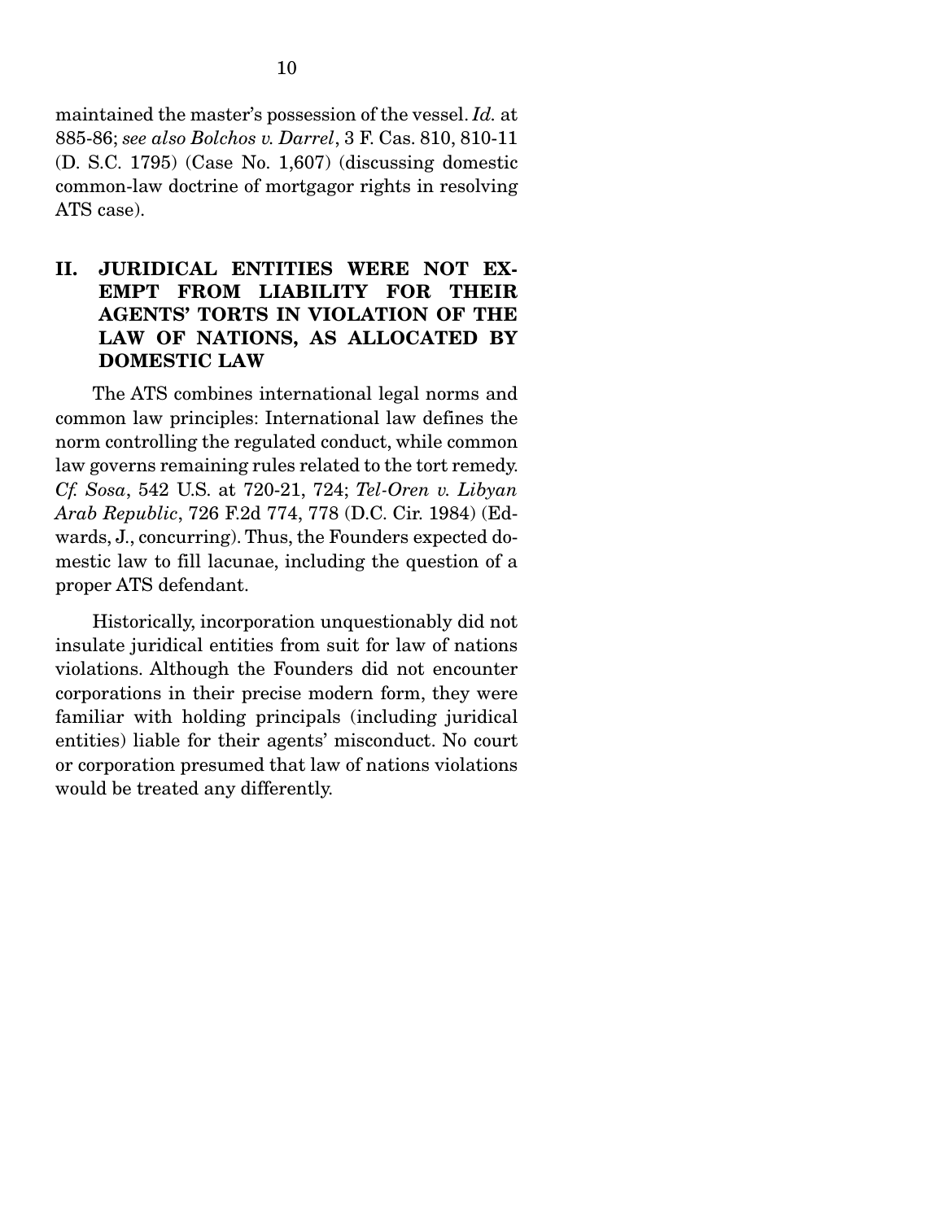maintained the master's possession of the vessel. *Id.* at 885-86; *see also Bolchos v. Darrel*, 3 F. Cas. 810, 810-11 (D. S.C. 1795) (Case No. 1,607) (discussing domestic common-law doctrine of mortgagor rights in resolving ATS case).

## II. JURIDICAL ENTITIES WERE NOT EXEMPT FROM LIABILITY FOR THEIR AGENTS' TORTS IN VIOLATION OF THE LAW OF NATIONS, AS ALLOCATED BY DOMESTIC LAW

The ATS combines international legal norms and common law principles: International law defines the norm controlling the regulated conduct, while common law governs remaining rules related to the tort remedy. *Cf. Sosa*, 542 U.S. at 720-21, 724; *Tel-Oren v. Libyan Arab Republic*, 726 F.2d 774, 778 (D.C. Cir. 1984) (Edwards, J., concurring). Thus, the Founders expected domestic law to fill lacunae, including the question of a proper ATS defendant.

Historically, incorporation unquestionably did not insulate juridical entities from suit for law of nations violations. Although the Founders did not encounter corporations in their precise modern form, they were familiar with holding principals (including juridical entities) liable for their agents' misconduct. No court or corporation presumed that law of nations violations would be treated any differently.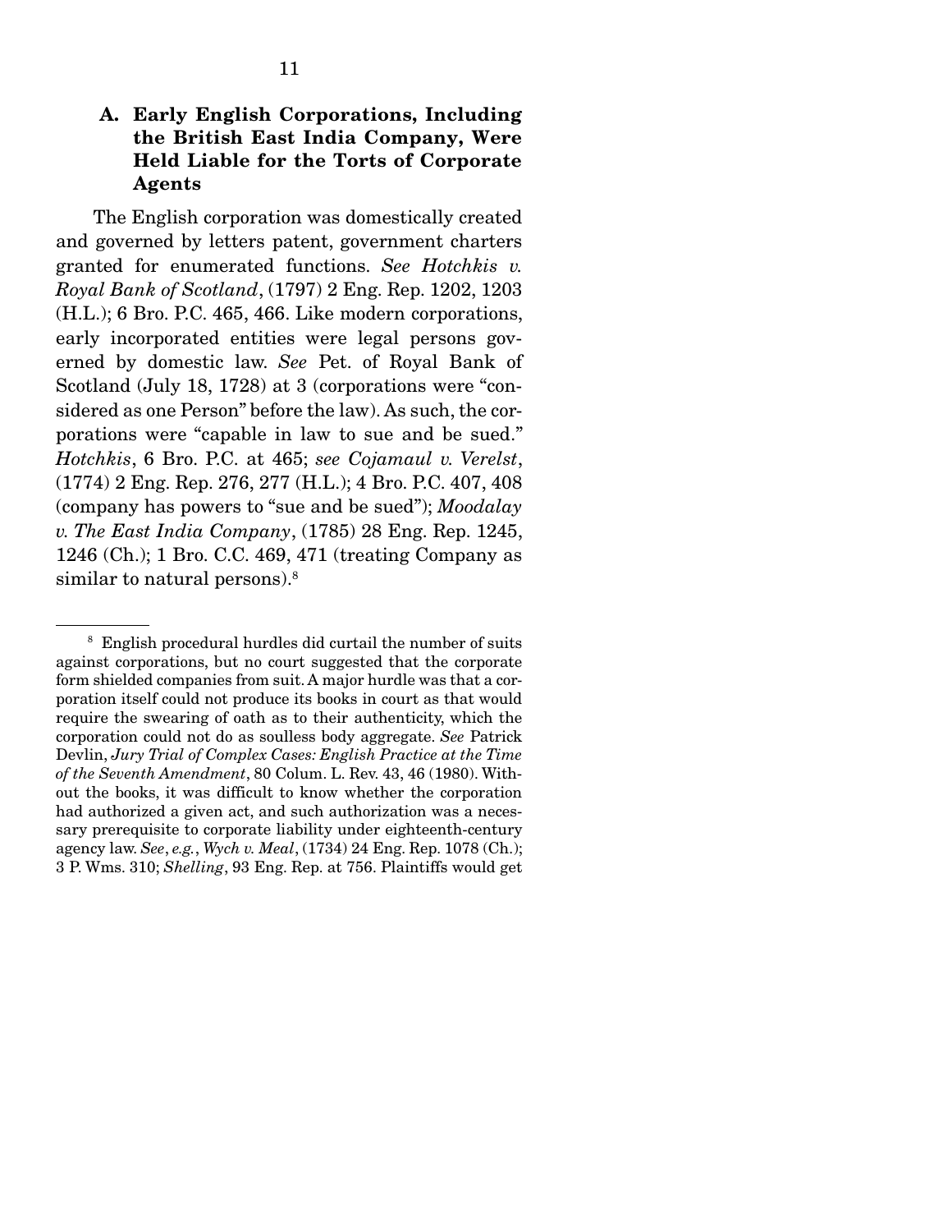### A. Early English Corporations, Including the British East India Company, Were Held Liable for the Torts of Corporate Agents

The English corporation was domestically created and governed by letters patent, government charters granted for enumerated functions. *See Hotchkis v. Royal Bank of Scotland*, (1797) 2 Eng. Rep. 1202, 1203 (H.L.); 6 Bro. P.C. 465, 466. Like modern corporations, early incorporated entities were legal persons governed by domestic law. *See* Pet. of Royal Bank of Scotland (July 18, 1728) at 3 (corporations were "considered as one Person" before the law). As such, the corporations were "capable in law to sue and be sued." *Hotchkis*, 6 Bro. P.C. at 465; *see Cojamaul v. Verelst*, (1774) 2 Eng. Rep. 276, 277 (H.L.); 4 Bro. P.C. 407, 408 (company has powers to "sue and be sued"); *Moodalay v. The East India Company*, (1785) 28 Eng. Rep. 1245, 1246 (Ch.); 1 Bro. C.C. 469, 471 (treating Company as similar to natural persons).[8]

---

[8] English procedural hurdles did curtail the number of suits against corporations, but no court suggested that the corporate form shielded companies from suit. A major hurdle was that a corporation itself could not produce its books in court as that would require the swearing of oath as to their authenticity, which the corporation could not do as soulless body aggregate. *See* Patrick Devlin, *Jury Trial of Complex Cases: English Practice at the Time of the Seventh Amendment*, 80 Colum. L. Rev. 43, 46 (1980). Without the books, it was difficult to know whether the corporation had authorized a given act, and such authorization was a necessary prerequisite to corporate liability under eighteenth-century agency law. *See*, *e.g.*, *Wych v. Meal*, (1734) 24 Eng. Rep. 1078 (Ch.); 3 P. Wms. 310; *Shelling*, 93 Eng. Rep. at 756. Plaintiffs would get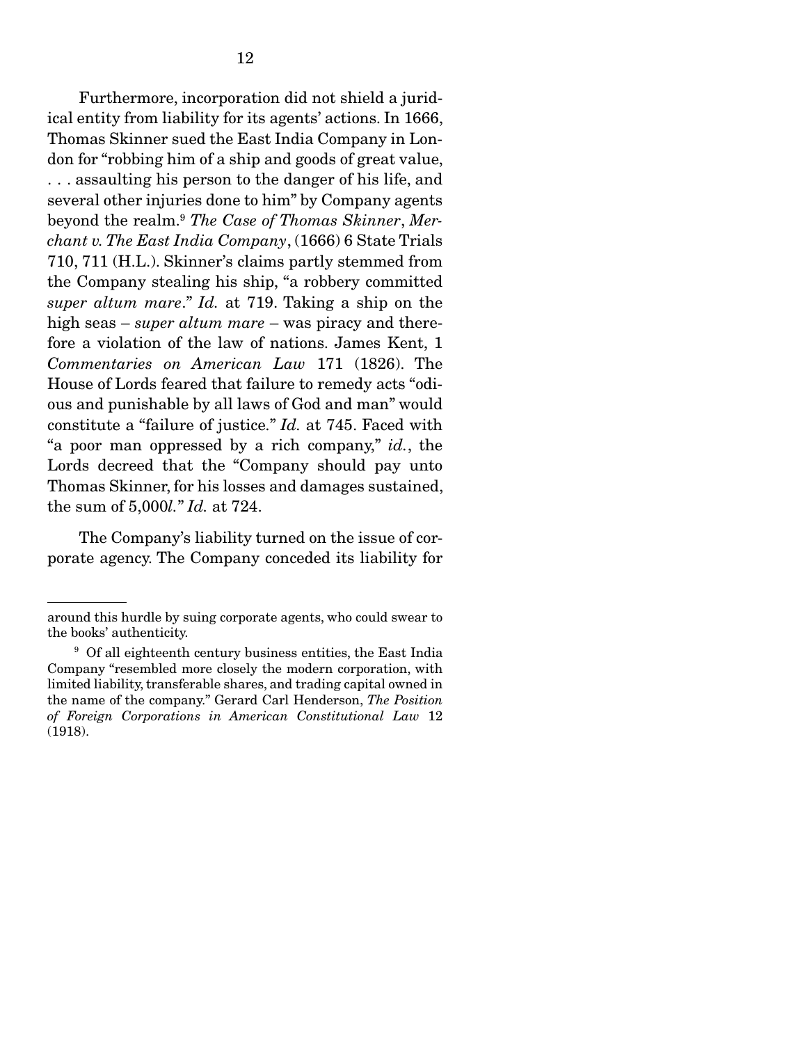Furthermore, incorporation did not shield a juridical entity from liability for its agents' actions. In 1666, Thomas Skinner sued the East India Company in London for "robbing him of a ship and goods of great value, . . . assaulting his person to the danger of his life, and several other injuries done to him" by Company agents beyond the realm.[9] *The Case of Thomas Skinner*, *Merchant v. The East India Company*, (1666) 6 State Trials 710, 711 (H.L.). Skinner's claims partly stemmed from the Company stealing his ship, "a robbery committed *super altum mare*." *Id.* at 719. Taking a ship on the high seas – *super altum mare* – was piracy and therefore a violation of the law of nations. James Kent, 1 *Commentaries on American Law* 171 (1826). The House of Lords feared that failure to remedy acts "odious and punishable by all laws of God and man" would constitute a "failure of justice." *Id.* at 745. Faced with "a poor man oppressed by a rich company," *id.*, the Lords decreed that the "Company should pay unto Thomas Skinner, for his losses and damages sustained, the sum of 5,000*l.*" *Id.* at 724.

The Company's liability turned on the issue of corporate agency. The Company conceded its liability for

---

around this hurdle by suing corporate agents, who could swear to the books' authenticity.

[9] Of all eighteenth century business entities, the East India Company "resembled more closely the modern corporation, with limited liability, transferable shares, and trading capital owned in the name of the company." Gerard Carl Henderson, *The Position of Foreign Corporations in American Constitutional Law* 12 (1918).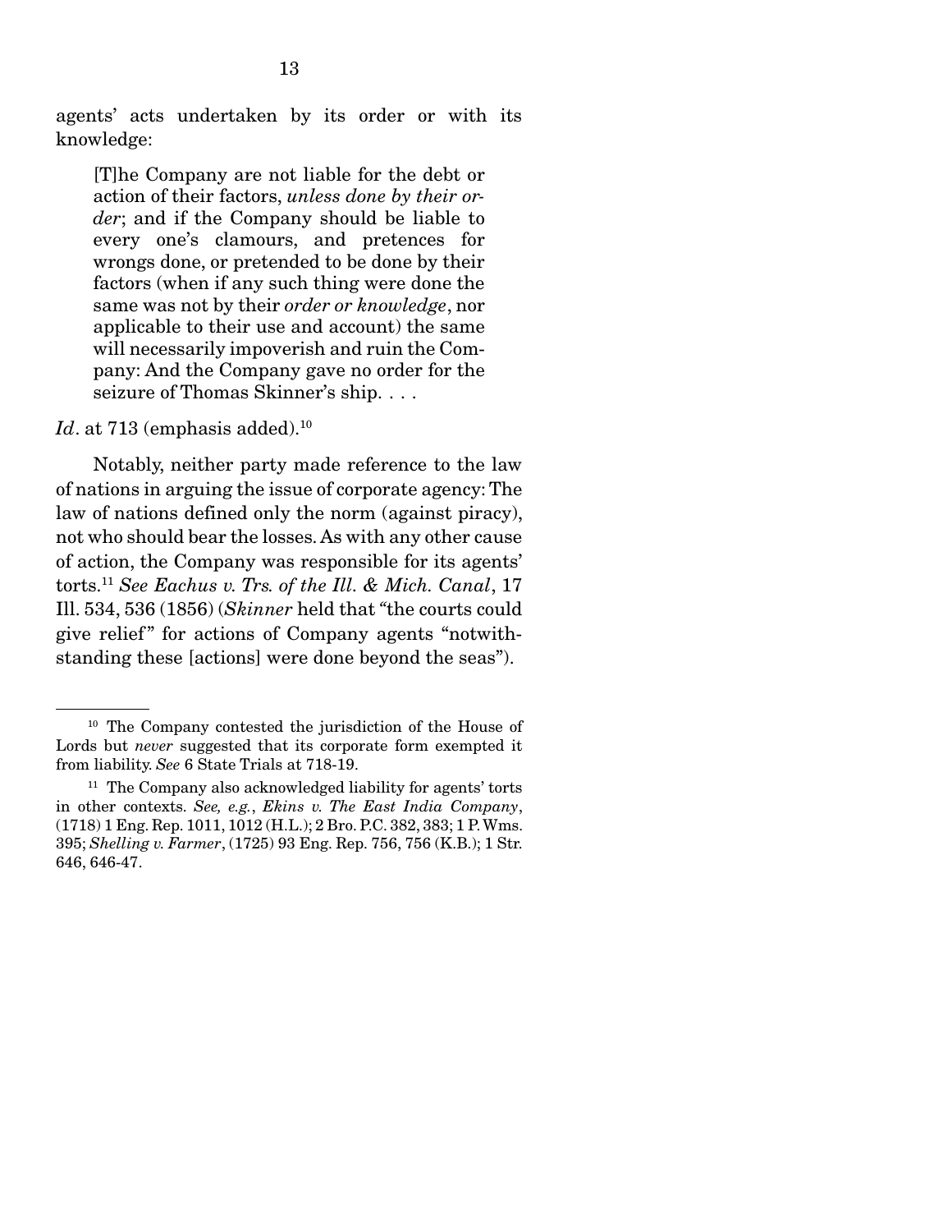agents' acts undertaken by its order or with its knowledge:

> [T]he Company are not liable for the debt or action of their factors, *unless done by their order*; and if the Company should be liable to every one's clamours, and pretences for wrongs done, or pretended to be done by their factors (when if any such thing were done the same was not by their *order or knowledge*, nor applicable to their use and account) the same will necessarily impoverish and ruin the Company: And the Company gave no order for the seizure of Thomas Skinner's ship. . . .

*Id*. at 713 (emphasis added).[10]

Notably, neither party made reference to the law of nations in arguing the issue of corporate agency: The law of nations defined only the norm (against piracy), not who should bear the losses. As with any other cause of action, the Company was responsible for its agents' torts.[11] *See Eachus v. Trs. of the Ill. & Mich. Canal*, 17 Ill. 534, 536 (1856) (*Skinner* held that "the courts could give relief" for actions of Company agents "notwithstanding these [actions] were done beyond the seas").

---

[10] The Company contested the jurisdiction of the House of Lords but *never* suggested that its corporate form exempted it from liability. *See* 6 State Trials at 718-19.

[11] The Company also acknowledged liability for agents' torts in other contexts. *See, e.g.*, *Ekins v. The East India Company*, (1718) 1 Eng. Rep. 1011, 1012 (H.L.); 2 Bro. P.C. 382, 383; 1 P. Wms. 395; *Shelling v. Farmer*, (1725) 93 Eng. Rep. 756, 756 (K.B.); 1 Str. 646, 646-47.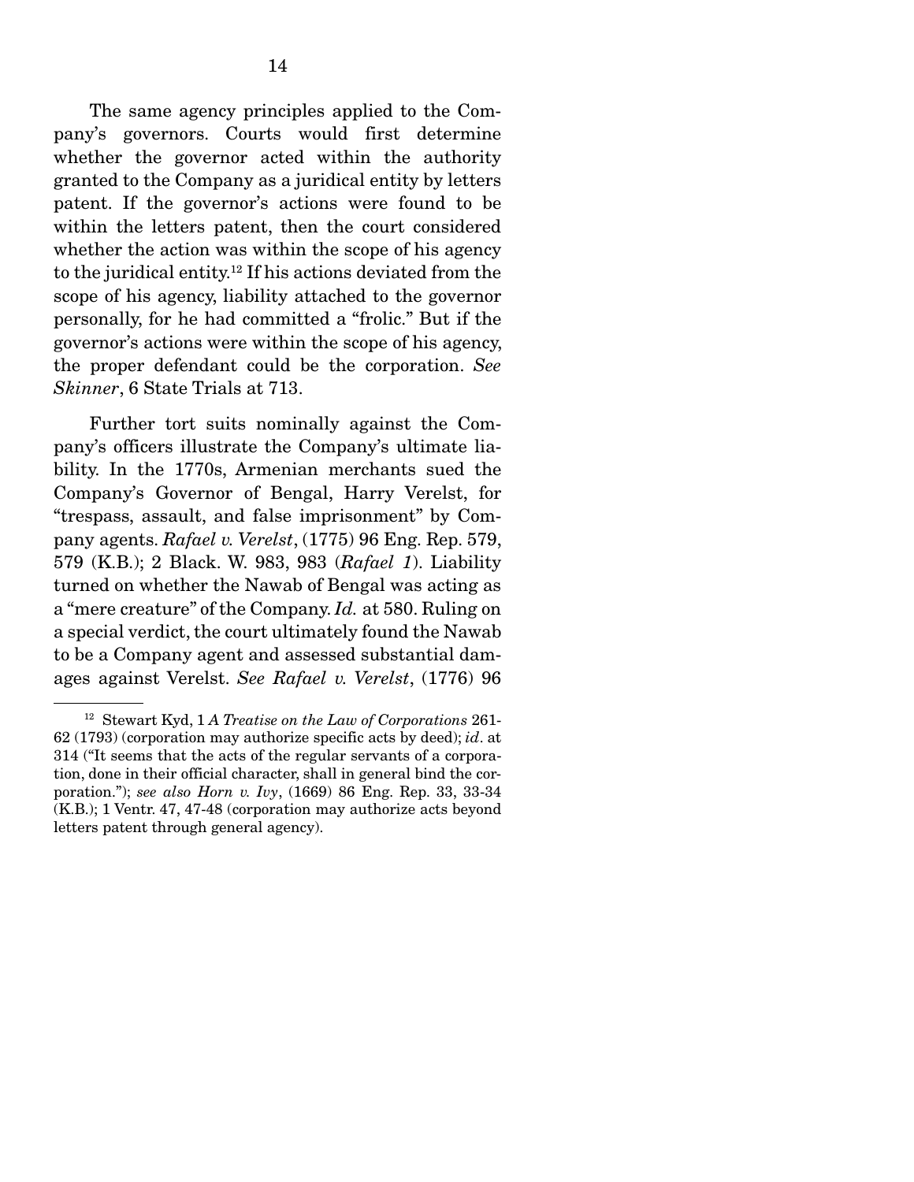The same agency principles applied to the Company's governors. Courts would first determine whether the governor acted within the authority granted to the Company as a juridical entity by letters patent. If the governor's actions were found to be within the letters patent, then the court considered whether the action was within the scope of his agency to the juridical entity.[12] If his actions deviated from the scope of his agency, liability attached to the governor personally, for he had committed a "frolic." But if the governor's actions were within the scope of his agency, the proper defendant could be the corporation. *See Skinner*, 6 State Trials at 713.

Further tort suits nominally against the Company's officers illustrate the Company's ultimate liability. In the 1770s, Armenian merchants sued the Company's Governor of Bengal, Harry Verelst, for "trespass, assault, and false imprisonment" by Company agents. *Rafael v. Verelst*, (1775) 96 Eng. Rep. 579, 579 (K.B.); 2 Black. W. 983, 983 (*Rafael 1*). Liability turned on whether the Nawab of Bengal was acting as a "mere creature" of the Company. *Id.* at 580. Ruling on a special verdict, the court ultimately found the Nawab to be a Company agent and assessed substantial damages against Verelst. *See Rafael v. Verelst*, (1776) 96

---

[12] Stewart Kyd, 1 *A Treatise on the Law of Corporations* 261-62 (1793) (corporation may authorize specific acts by deed); *id*. at 314 ("It seems that the acts of the regular servants of a corporation, done in their official character, shall in general bind the corporation."); *see also Horn v. Ivy*, (1669) 86 Eng. Rep. 33, 33-34 (K.B.); 1 Ventr. 47, 47-48 (corporation may authorize acts beyond letters patent through general agency).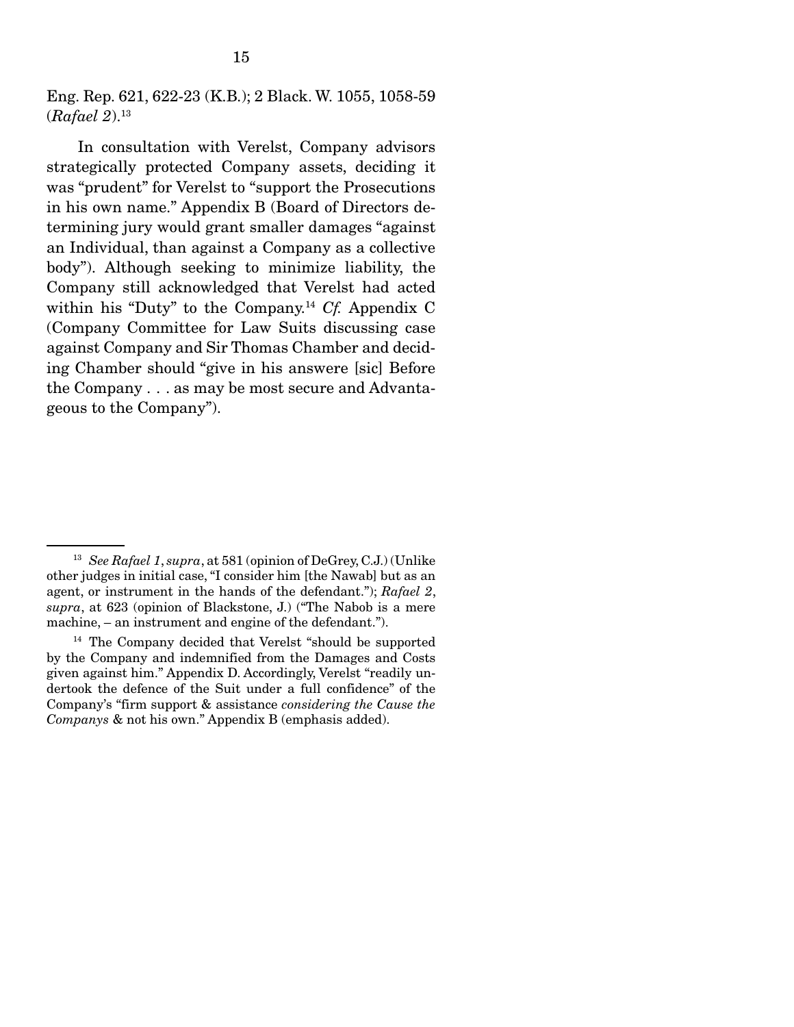Eng. Rep. 621, 622-23 (K.B.); 2 Black. W. 1055, 1058-59 (*Rafael 2*).[13]

In consultation with Verelst, Company advisors strategically protected Company assets, deciding it was "prudent" for Verelst to "support the Prosecutions in his own name." Appendix B (Board of Directors determining jury would grant smaller damages "against an Individual, than against a Company as a collective body"). Although seeking to minimize liability, the Company still acknowledged that Verelst had acted within his "Duty" to the Company.[14] *Cf.* Appendix C (Company Committee for Law Suits discussing case against Company and Sir Thomas Chamber and deciding Chamber should "give in his answere [sic] Before the Company . . . as may be most secure and Advantageous to the Company").

---

[13] *See Rafael 1*, *supra*, at 581 (opinion of DeGrey, C.J.) (Unlike other judges in initial case, "I consider him [the Nawab] but as an agent, or instrument in the hands of the defendant."); *Rafael 2*, *supra*, at 623 (opinion of Blackstone, J.) ("The Nabob is a mere machine, – an instrument and engine of the defendant.").

[14] The Company decided that Verelst "should be supported by the Company and indemnified from the Damages and Costs given against him." Appendix D. Accordingly, Verelst "readily undertook the defence of the Suit under a full confidence" of the Company's "firm support & assistance *considering the Cause the Companys* & not his own." Appendix B (emphasis added).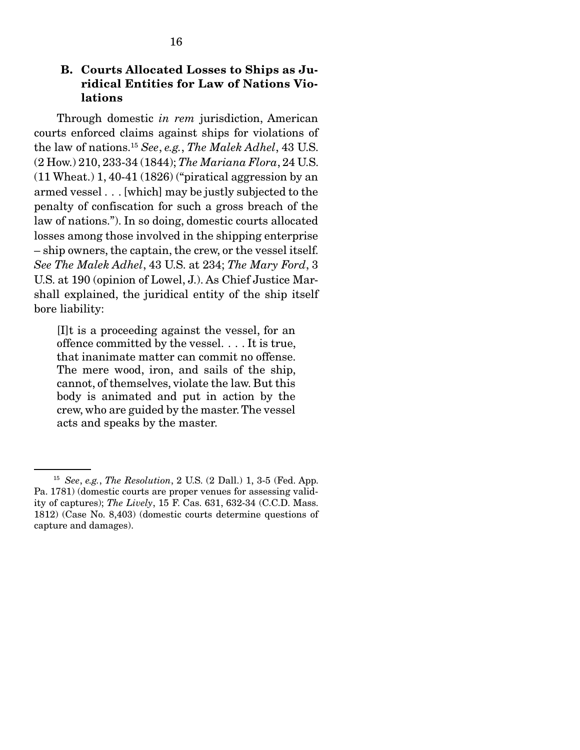### B. Courts Allocated Losses to Ships as Juridical Entities for Law of Nations Violations

Through domestic *in rem* jurisdiction, American courts enforced claims against ships for violations of the law of nations.[15] *See*, *e.g.*, *The Malek Adhel*, 43 U.S. (2 How.) 210, 233-34 (1844); *The Mariana Flora*, 24 U.S. (11 Wheat.) 1, 40-41 (1826) ("piratical aggression by an armed vessel . . . [which] may be justly subjected to the penalty of confiscation for such a gross breach of the law of nations."). In so doing, domestic courts allocated losses among those involved in the shipping enterprise – ship owners, the captain, the crew, or the vessel itself. *See The Malek Adhel*, 43 U.S. at 234; *The Mary Ford*, 3 U.S. at 190 (opinion of Lowel, J.). As Chief Justice Marshall explained, the juridical entity of the ship itself bore liability:

> [I]t is a proceeding against the vessel, for an offence committed by the vessel. . . . It is true, that inanimate matter can commit no offense. The mere wood, iron, and sails of the ship, cannot, of themselves, violate the law. But this body is animated and put in action by the crew, who are guided by the master. The vessel acts and speaks by the master.

---

[15] *See*, *e.g.*, *The Resolution*, 2 U.S. (2 Dall.) 1, 3-5 (Fed. App. Pa. 1781) (domestic courts are proper venues for assessing validity of captures); *The Lively*, 15 F. Cas. 631, 632-34 (C.C.D. Mass. 1812) (Case No. 8,403) (domestic courts determine questions of capture and damages).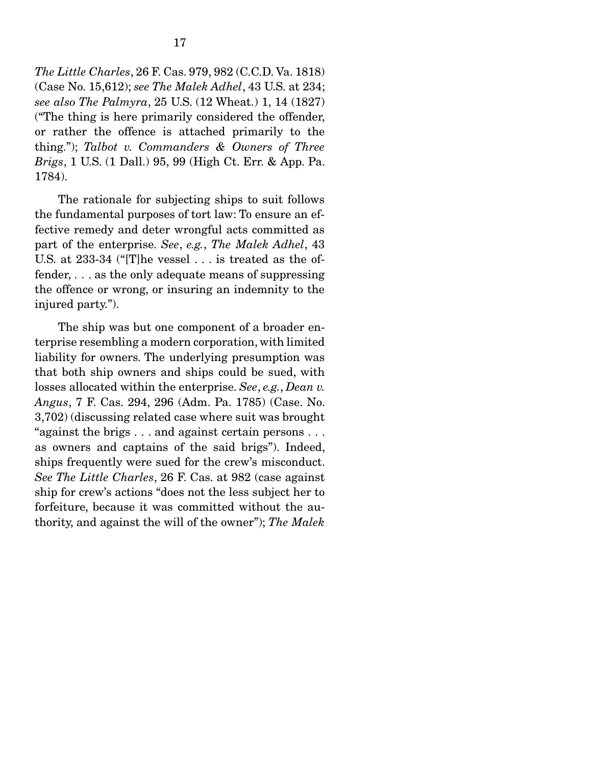*The Little Charles*, 26 F. Cas. 979, 982 (C.C.D. Va. 1818) (Case No. 15,612); *see The Malek Adhel*, 43 U.S. at 234; *see also The Palmyra*, 25 U.S. (12 Wheat.) 1, 14 (1827) ("The thing is here primarily considered the offender, or rather the offence is attached primarily to the thing."); *Talbot v. Commanders & Owners of Three Brigs*, 1 U.S. (1 Dall.) 95, 99 (High Ct. Err. & App. Pa. 1784).

The rationale for subjecting ships to suit follows the fundamental purposes of tort law: To ensure an effective remedy and deter wrongful acts committed as part of the enterprise. *See*, *e.g.*, *The Malek Adhel*, 43 U.S. at 233-34 ("[T]he vessel . . . is treated as the offender, . . . as the only adequate means of suppressing the offence or wrong, or insuring an indemnity to the injured party.").

The ship was but one component of a broader enterprise resembling a modern corporation, with limited liability for owners. The underlying presumption was that both ship owners and ships could be sued, with losses allocated within the enterprise. *See*, *e.g.*, *Dean v. Angus*, 7 F. Cas. 294, 296 (Adm. Pa. 1785) (Case. No. 3,702) (discussing related case where suit was brought "against the brigs . . . and against certain persons . . . as owners and captains of the said brigs"). Indeed, ships frequently were sued for the crew's misconduct. *See The Little Charles*, 26 F. Cas. at 982 (case against ship for crew's actions "does not the less subject her to forfeiture, because it was committed without the authority, and against the will of the owner"); *The Malek*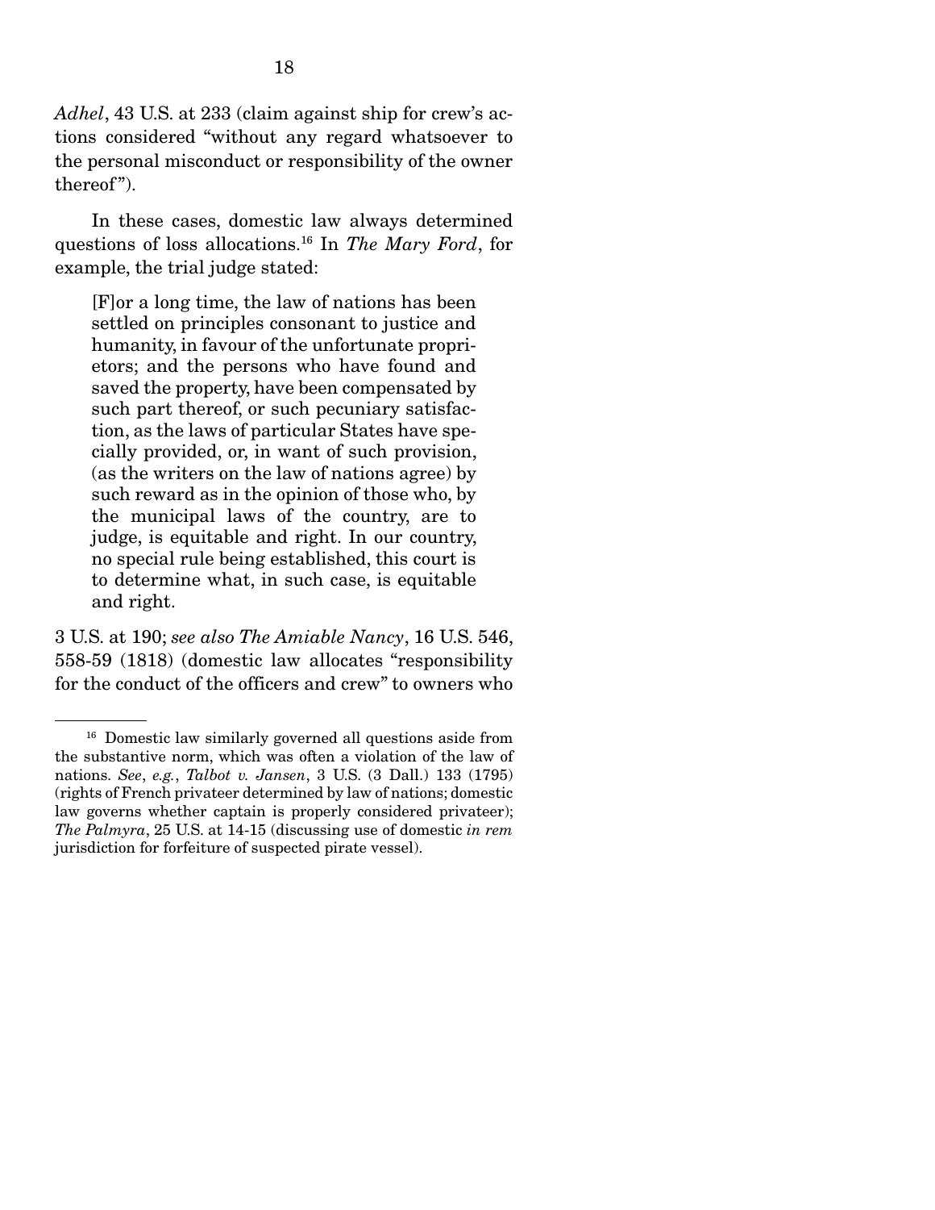*Adhel*, 43 U.S. at 233 (claim against ship for crew's actions considered "without any regard whatsoever to the personal misconduct or responsibility of the owner thereof").

In these cases, domestic law always determined questions of loss allocations.[16] In *The Mary Ford*, for example, the trial judge stated:

> [F]or a long time, the law of nations has been settled on principles consonant to justice and humanity, in favour of the unfortunate proprietors; and the persons who have found and saved the property, have been compensated by such part thereof, or such pecuniary satisfaction, as the laws of particular States have specially provided, or, in want of such provision, (as the writers on the law of nations agree) by such reward as in the opinion of those who, by the municipal laws of the country, are to judge, is equitable and right. In our country, no special rule being established, this court is to determine what, in such case, is equitable and right.

3 U.S. at 190; *see also The Amiable Nancy*, 16 U.S. 546, 558-59 (1818) (domestic law allocates "responsibility for the conduct of the officers and crew" to owners who

---

[16] Domestic law similarly governed all questions aside from the substantive norm, which was often a violation of the law of nations. *See*, *e.g.*, *Talbot v. Jansen*, 3 U.S. (3 Dall.) 133 (1795) (rights of French privateer determined by law of nations; domestic law governs whether captain is properly considered privateer); *The Palmyra*, 25 U.S. at 14-15 (discussing use of domestic *in rem* jurisdiction for forfeiture of suspected pirate vessel).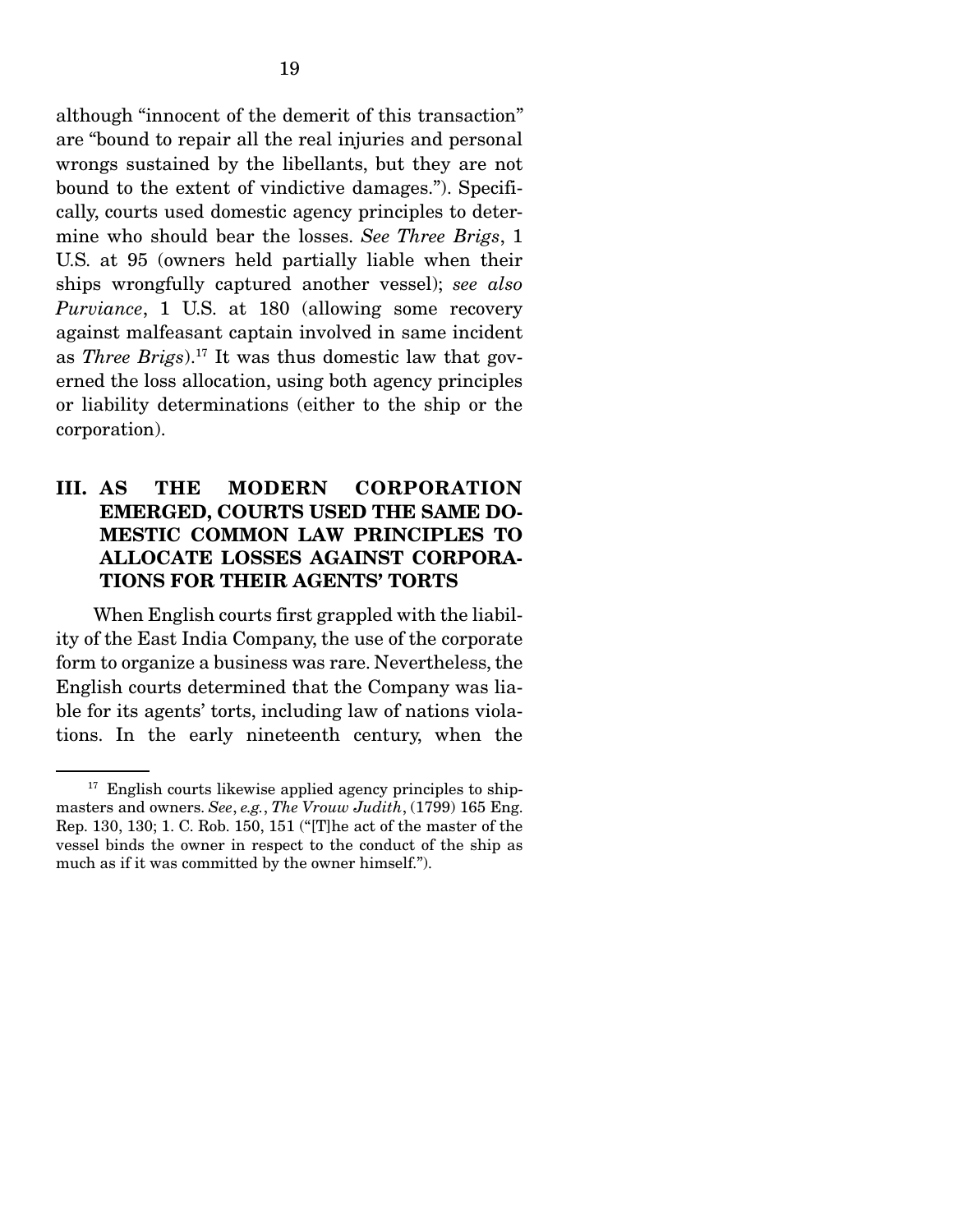although "innocent of the demerit of this transaction" are "bound to repair all the real injuries and personal wrongs sustained by the libellants, but they are not bound to the extent of vindictive damages."). Specifically, courts used domestic agency principles to determine who should bear the losses. *See Three Brigs*, 1 U.S. at 95 (owners held partially liable when their ships wrongfully captured another vessel); *see also Purviance*, 1 U.S. at 180 (allowing some recovery against malfeasant captain involved in same incident as *Three Brigs*).[17] It was thus domestic law that governed the loss allocation, using both agency principles or liability determinations (either to the ship or the corporation).

## III. AS THE MODERN CORPORATION EMERGED, COURTS USED THE SAME DOMESTIC COMMON LAW PRINCIPLES TO ALLOCATE LOSSES AGAINST CORPORATIONS FOR THEIR AGENTS' TORTS

When English courts first grappled with the liability of the East India Company, the use of the corporate form to organize a business was rare. Nevertheless, the English courts determined that the Company was liable for its agents' torts, including law of nations violations. In the early nineteenth century, when the

---

[17] English courts likewise applied agency principles to shipmasters and owners. *See*, *e.g.*, *The Vrouw Judith*, (1799) 165 Eng. Rep. 130, 130; 1. C. Rob. 150, 151 ("[T]he act of the master of the vessel binds the owner in respect to the conduct of the ship as much as if it was committed by the owner himself.").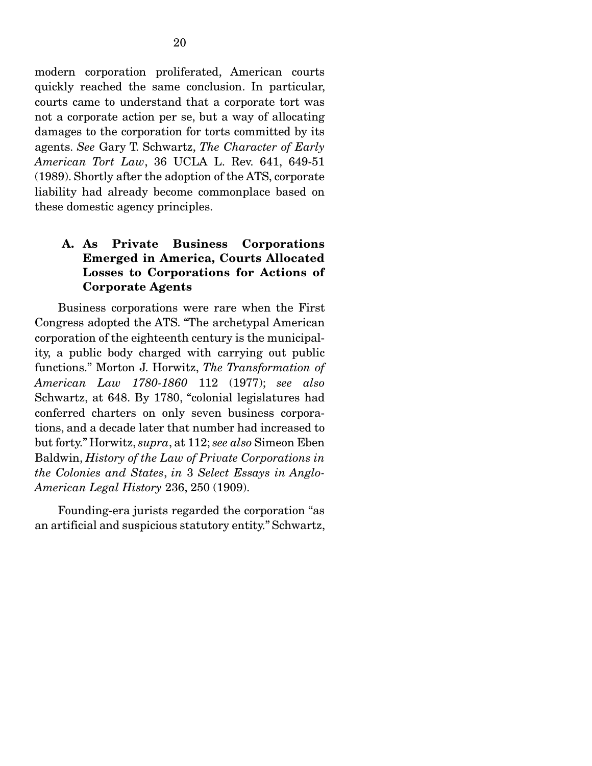modern corporation proliferated, American courts quickly reached the same conclusion. In particular, courts came to understand that a corporate tort was not a corporate action per se, but a way of allocating damages to the corporation for torts committed by its agents. *See* Gary T. Schwartz, *The Character of Early American Tort Law*, 36 UCLA L. Rev. 641, 649-51 (1989). Shortly after the adoption of the ATS, corporate liability had already become commonplace based on these domestic agency principles.

### A. As Private Business Corporations Emerged in America, Courts Allocated Losses to Corporations for Actions of Corporate Agents

Business corporations were rare when the First Congress adopted the ATS. "The archetypal American corporation of the eighteenth century is the municipality, a public body charged with carrying out public functions." Morton J. Horwitz, *The Transformation of American Law 1780-1860* 112 (1977); *see also* Schwartz, at 648. By 1780, "colonial legislatures had conferred charters on only seven business corporations, and a decade later that number had increased to but forty." Horwitz, *supra*, at 112; *see also* Simeon Eben Baldwin, *History of the Law of Private Corporations in the Colonies and States*, *in* 3 *Select Essays in Anglo-American Legal History* 236, 250 (1909).

Founding-era jurists regarded the corporation "as an artificial and suspicious statutory entity." Schwartz,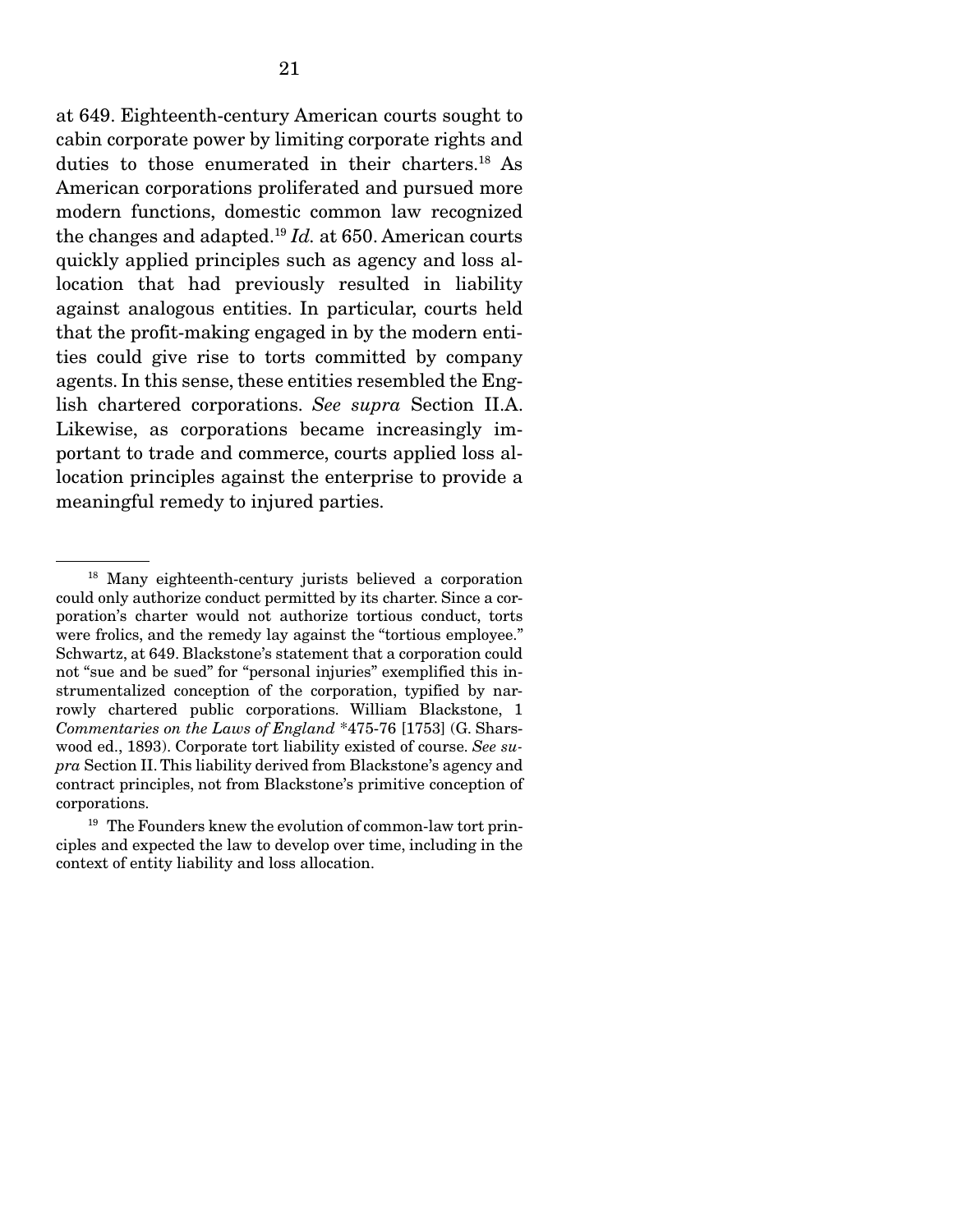at 649. Eighteenth-century American courts sought to cabin corporate power by limiting corporate rights and duties to those enumerated in their charters.[18] As American corporations proliferated and pursued more modern functions, domestic common law recognized the changes and adapted.[19] *Id.* at 650. American courts quickly applied principles such as agency and loss allocation that had previously resulted in liability against analogous entities. In particular, courts held that the profit-making engaged in by the modern entities could give rise to torts committed by company agents. In this sense, these entities resembled the English chartered corporations. *See supra* Section II.A. Likewise, as corporations became increasingly important to trade and commerce, courts applied loss allocation principles against the enterprise to provide a meaningful remedy to injured parties.

---

[18] Many eighteenth-century jurists believed a corporation could only authorize conduct permitted by its charter. Since a corporation's charter would not authorize tortious conduct, torts were frolics, and the remedy lay against the "tortious employee." Schwartz, at 649. Blackstone's statement that a corporation could not "sue and be sued" for "personal injuries" exemplified this instrumentalized conception of the corporation, typified by narrowly chartered public corporations. William Blackstone, 1 *Commentaries on the Laws of England* *475-76 [1753] (G. Sharswood ed., 1893). Corporate tort liability existed of course. *See supra* Section II. This liability derived from Blackstone's agency and contract principles, not from Blackstone's primitive conception of corporations.

[19] The Founders knew the evolution of common-law tort principles and expected the law to develop over time, including in the context of entity liability and loss allocation.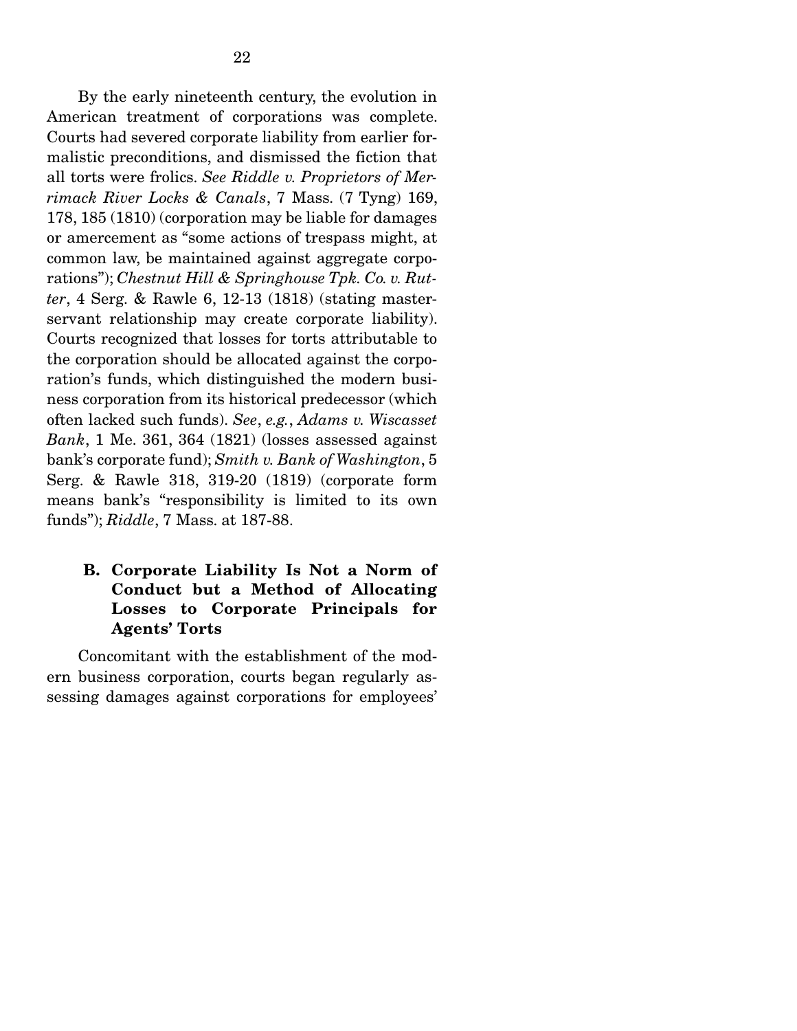By the early nineteenth century, the evolution in American treatment of corporations was complete. Courts had severed corporate liability from earlier formalistic preconditions, and dismissed the fiction that all torts were frolics. *See Riddle v. Proprietors of Merrimack River Locks & Canals*, 7 Mass. (7 Tyng) 169, 178, 185 (1810) (corporation may be liable for damages or amercement as "some actions of trespass might, at common law, be maintained against aggregate corporations"); *Chestnut Hill & Springhouse Tpk. Co. v. Rutter*, 4 Serg. & Rawle 6, 12-13 (1818) (stating master-servant relationship may create corporate liability). Courts recognized that losses for torts attributable to the corporation should be allocated against the corporation's funds, which distinguished the modern business corporation from its historical predecessor (which often lacked such funds). *See*, *e.g.*, *Adams v. Wiscasset Bank*, 1 Me. 361, 364 (1821) (losses assessed against bank's corporate fund); *Smith v. Bank of Washington*, 5 Serg. & Rawle 318, 319-20 (1819) (corporate form means bank's "responsibility is limited to its own funds"); *Riddle*, 7 Mass. at 187-88.

### B. Corporate Liability Is Not a Norm of Conduct but a Method of Allocating Losses to Corporate Principals for Agents' Torts

Concomitant with the establishment of the modern business corporation, courts began regularly assessing damages against corporations for employees'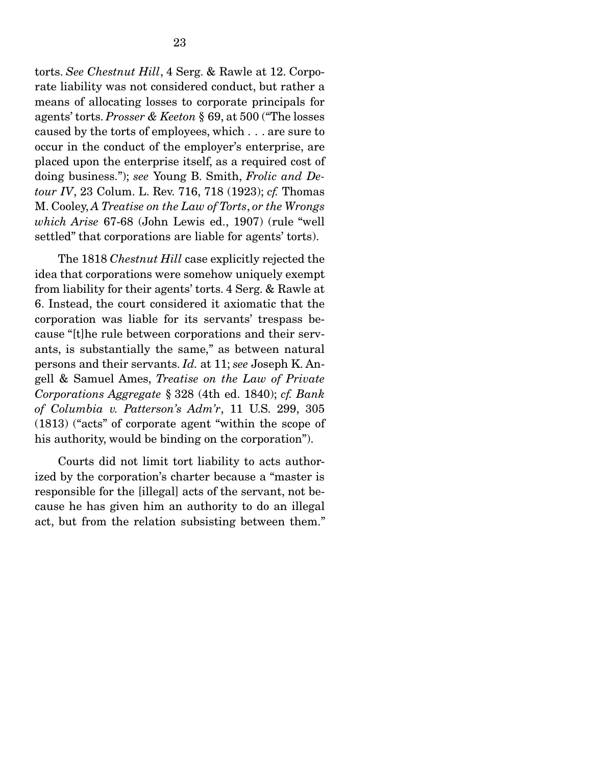torts. *See Chestnut Hill*, 4 Serg. & Rawle at 12. Corporate liability was not considered conduct, but rather a means of allocating losses to corporate principals for agents' torts. *Prosser & Keeton* § 69, at 500 ("The losses caused by the torts of employees, which . . . are sure to occur in the conduct of the employer's enterprise, are placed upon the enterprise itself, as a required cost of doing business."); *see* Young B. Smith, *Frolic and Detour IV*, 23 Colum. L. Rev. 716, 718 (1923); *cf.* Thomas M. Cooley, *A Treatise on the Law of Torts, or the Wrongs which Arise* 67-68 (John Lewis ed., 1907) (rule "well settled" that corporations are liable for agents' torts).

The 1818 *Chestnut Hill* case explicitly rejected the idea that corporations were somehow uniquely exempt from liability for their agents' torts. 4 Serg. & Rawle at 6. Instead, the court considered it axiomatic that the corporation was liable for its servants' trespass because "[t]he rule between corporations and their servants, is substantially the same," as between natural persons and their servants. *Id.* at 11; *see* Joseph K. Angell & Samuel Ames, *Treatise on the Law of Private Corporations Aggregate* § 328 (4th ed. 1840); *cf. Bank of Columbia v. Patterson's Adm'r*, 11 U.S. 299, 305 (1813) ("acts" of corporate agent "within the scope of his authority, would be binding on the corporation").

Courts did not limit tort liability to acts authorized by the corporation's charter because a "master is responsible for the [illegal] acts of the servant, not because he has given him an authority to do an illegal act, but from the relation subsisting between them."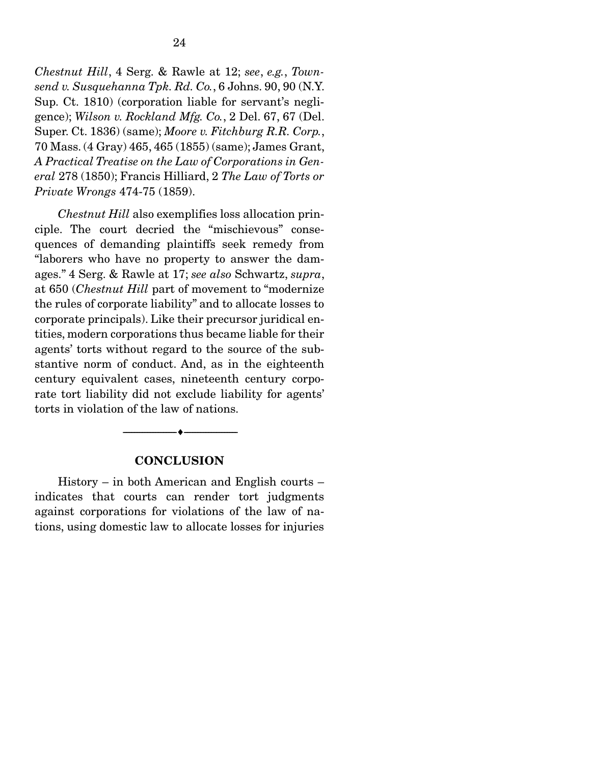*Chestnut Hill*, 4 Serg. & Rawle at 12; *see*, *e.g.*, *Townsend v. Susquehanna Tpk. Rd. Co.*, 6 Johns. 90, 90 (N.Y. Sup. Ct. 1810) (corporation liable for servant's negligence); *Wilson v. Rockland Mfg. Co.*, 2 Del. 67, 67 (Del. Super. Ct. 1836) (same); *Moore v. Fitchburg R.R. Corp.*, 70 Mass. (4 Gray) 465, 465 (1855) (same); James Grant, *A Practical Treatise on the Law of Corporations in General* 278 (1850); Francis Hilliard, 2 *The Law of Torts or Private Wrongs* 474-75 (1859).

*Chestnut Hill* also exemplifies loss allocation principle. The court decried the "mischievous" consequences of demanding plaintiffs seek remedy from "laborers who have no property to answer the damages." 4 Serg. & Rawle at 17; *see also* Schwartz, *supra*, at 650 (*Chestnut Hill* part of movement to "modernize the rules of corporate liability" and to allocate losses to corporate principals). Like their precursor juridical entities, modern corporations thus became liable for their agents' torts without regard to the source of the substantive norm of conduct. And, as in the eighteenth century equivalent cases, nineteenth century corporate tort liability did not exclude liability for agents' torts in violation of the law of nations.

---

## CONCLUSION

History – in both American and English courts – indicates that courts can render tort judgments against corporations for violations of the law of nations, using domestic law to allocate losses for injuries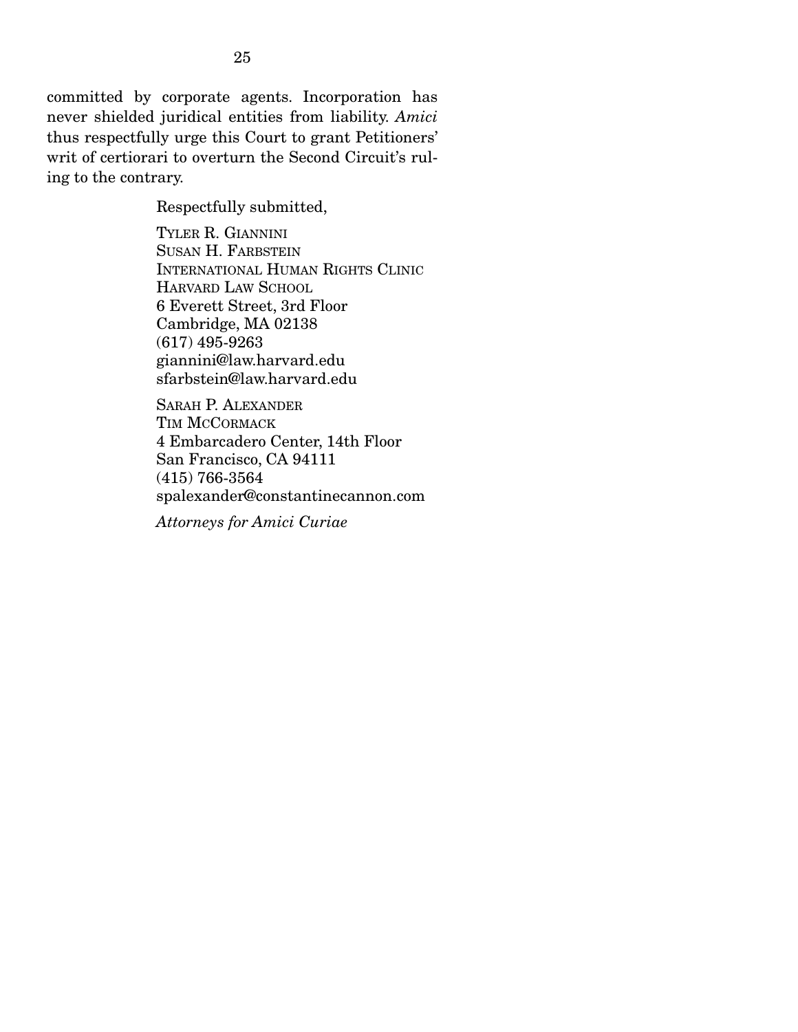committed by corporate agents. Incorporation has never shielded juridical entities from liability. *Amici* thus respectfully urge this Court to grant Petitioners' writ of certiorari to overturn the Second Circuit's ruling to the contrary.

Respectfully submitted,

TYLER R. GIANNINI
SUSAN H. FARBSTEIN
INTERNATIONAL HUMAN RIGHTS CLINIC
HARVARD LAW SCHOOL
6 Everett Street, 3rd Floor
Cambridge, MA 02138
(617) 495-9263
giannini@law.harvard.edu
sfarbstein@law.harvard.edu

SARAH P. ALEXANDER
TIM MCCORMACK
4 Embarcadero Center, 14th Floor
San Francisco, CA 94111
(415) 766-3564
spalexander@constantinecannon.com

*Attorneys for Amici Curiae*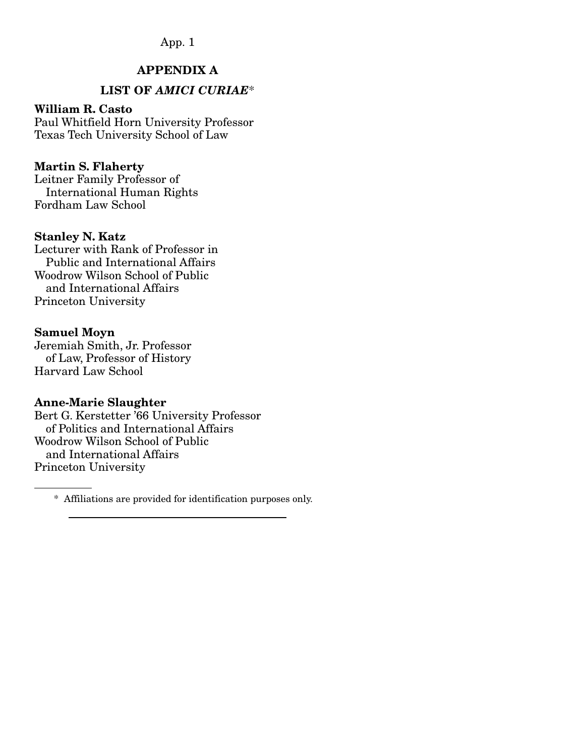## APPENDIX A

## LIST OF *AMICI CURIAE*\*

**William R. Casto**
Paul Whitfield Horn University Professor
Texas Tech University School of Law

**Martin S. Flaherty**
Leitner Family Professor of
International Human Rights
Fordham Law School

**Stanley N. Katz**
Lecturer with Rank of Professor in
Public and International Affairs
Woodrow Wilson School of Public
and International Affairs
Princeton University

**Samuel Moyn**
Jeremiah Smith, Jr. Professor
of Law, Professor of History
Harvard Law School

**Anne-Marie Slaughter**
Bert G. Kerstetter '66 University Professor
of Politics and International Affairs
Woodrow Wilson School of Public
and International Affairs
Princeton University

\* Affiliations are provided for identification purposes only.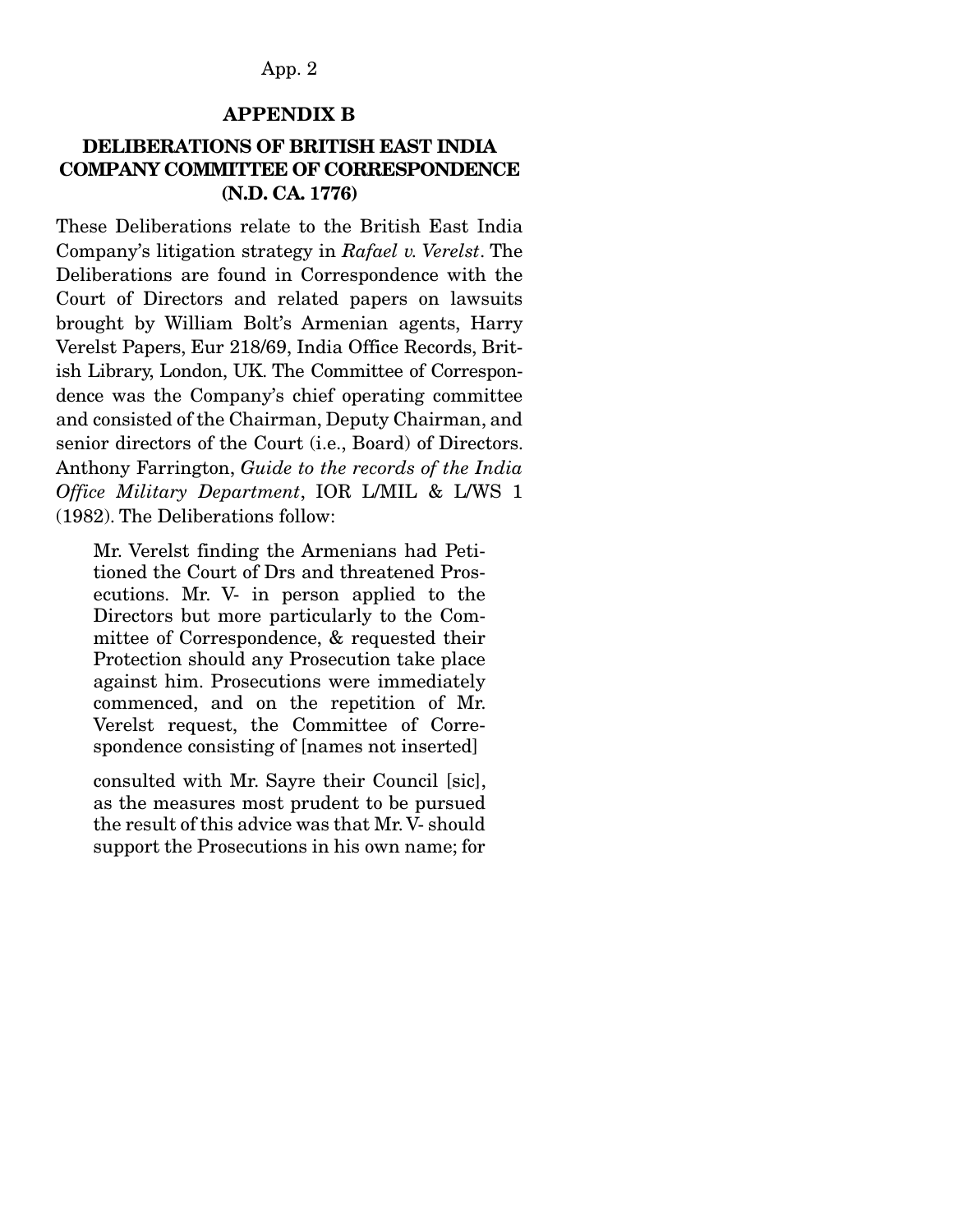## APPENDIX B

### DELIBERATIONS OF BRITISH EAST INDIA COMPANY COMMITTEE OF CORRESPONDENCE (N.D. CA. 1776)

These Deliberations relate to the British East India Company's litigation strategy in *Rafael v. Verelst*. The Deliberations are found in Correspondence with the Court of Directors and related papers on lawsuits brought by William Bolt's Armenian agents, Harry Verelst Papers, Eur 218/69, India Office Records, British Library, London, UK. The Committee of Correspondence was the Company's chief operating committee and consisted of the Chairman, Deputy Chairman, and senior directors of the Court (i.e., Board) of Directors. Anthony Farrington, *Guide to the records of the India Office Military Department*, IOR L/MIL & L/WS 1 (1982). The Deliberations follow:

> Mr. Verelst finding the Armenians had Petitioned the Court of Drs and threatened Prosecutions. Mr. V- in person applied to the Directors but more particularly to the Committee of Correspondence, & requested their Protection should any Prosecution take place against him. Prosecutions were immediately commenced, and on the repetition of Mr. Verelst request, the Committee of Correspondence consisting of [names not inserted]
>
> consulted with Mr. Sayre their Council [sic], as the measures most prudent to be pursued the result of this advice was that Mr. V- should support the Prosecutions in his own name; for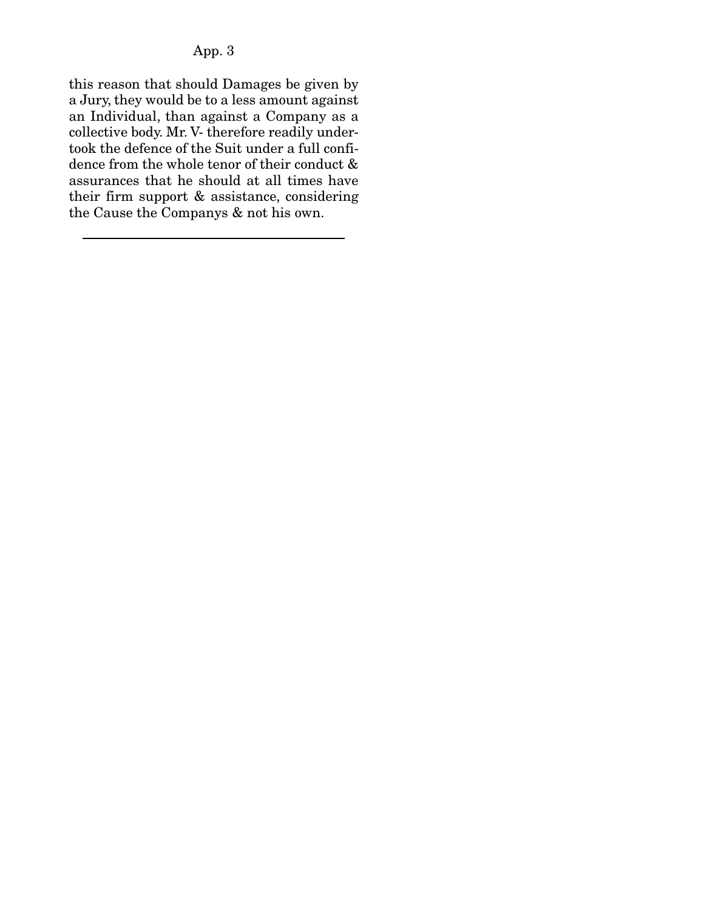this reason that should Damages be given by a Jury, they would be to a less amount against an Individual, than against a Company as a collective body. Mr. V- therefore readily undertook the defence of the Suit under a full confidence from the whole tenor of their conduct & assurances that he should at all times have their firm support & assistance, considering the Cause the Companys & not his own.

---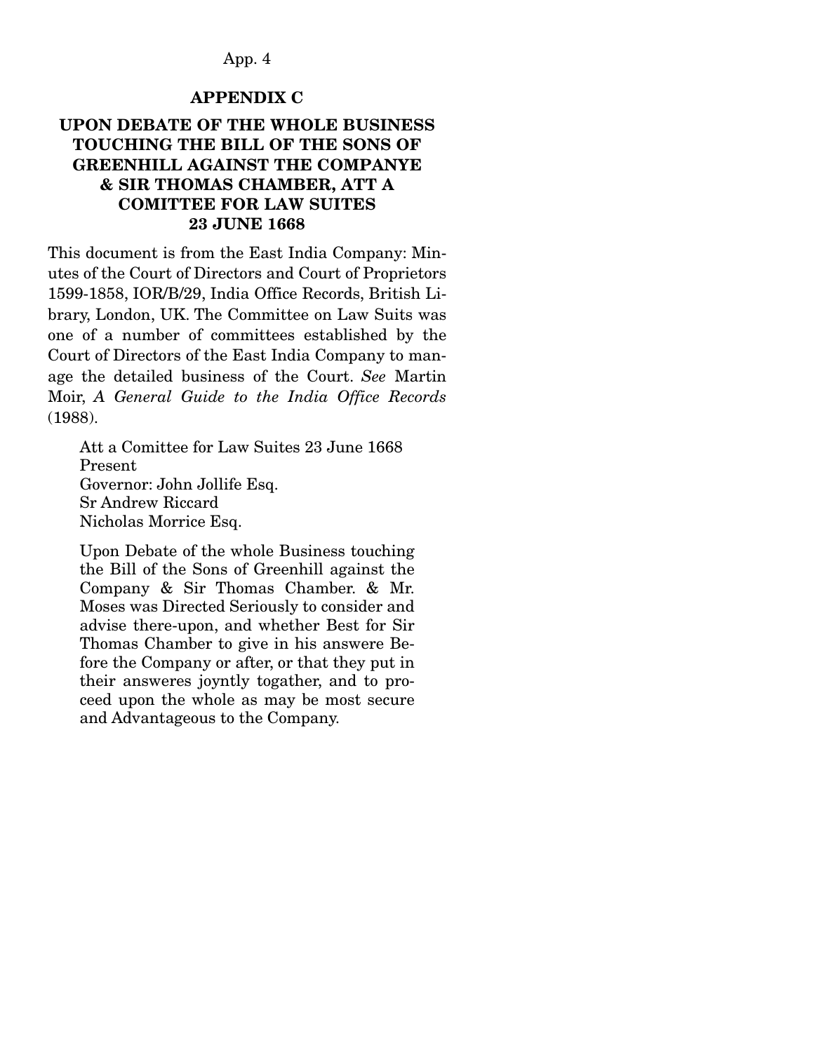## APPENDIX C

## UPON DEBATE OF THE WHOLE BUSINESS TOUCHING THE BILL OF THE SONS OF GREENHILL AGAINST THE COMPANYE & SIR THOMAS CHAMBER, ATT A COMITTEE FOR LAW SUITES 23 JUNE 1668

This document is from the East India Company: Minutes of the Court of Directors and Court of Proprietors 1599-1858, IOR/B/29, India Office Records, British Library, London, UK. The Committee on Law Suits was one of a number of committees established by the Court of Directors of the East India Company to manage the detailed business of the Court. *See* Martin Moir, *A General Guide to the India Office Records* (1988).

> Att a Comittee for Law Suites 23 June 1668
> Present
> Governor: John Jollife Esq.
> Sr Andrew Riccard
> Nicholas Morrice Esq.
>
> Upon Debate of the whole Business touching the Bill of the Sons of Greenhill against the Company & Sir Thomas Chamber. & Mr. Moses was Directed Seriously to consider and advise there-upon, and whether Best for Sir Thomas Chamber to give in his answere Before the Company or after, or that they put in their answeres joyntly togather, and to proceed upon the whole as may be most secure and Advantageous to the Company.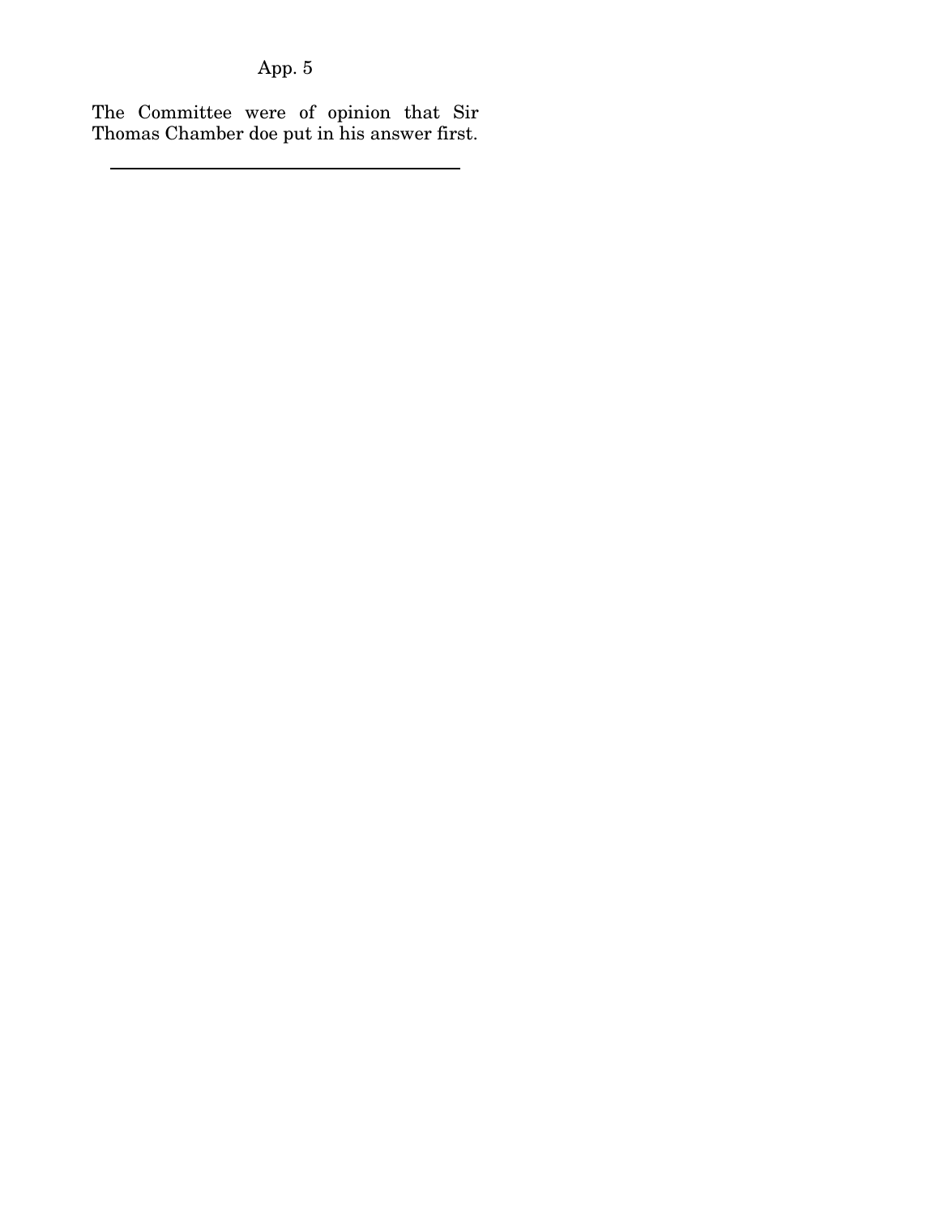The Committee were of opinion that Sir Thomas Chamber doe put in his answer first.

---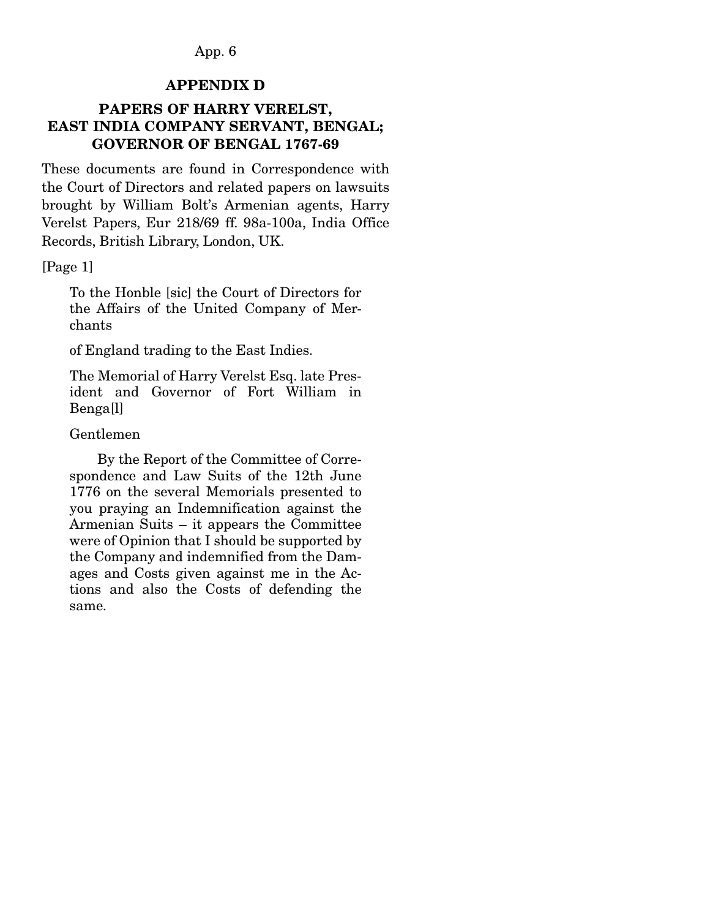## APPENDIX D

## PAPERS OF HARRY VERELST, EAST INDIA COMPANY SERVANT, BENGAL; GOVERNOR OF BENGAL 1767-69

These documents are found in Correspondence with the Court of Directors and related papers on lawsuits brought by William Bolt's Armenian agents, Harry Verelst Papers, Eur 218/69 ff. 98a-100a, India Office Records, British Library, London, UK.

[Page 1]

> To the Honble [sic] the Court of Directors for the Affairs of the United Company of Merchants
>
> of England trading to the East Indies.
>
> The Memorial of Harry Verelst Esq. late President and Governor of Fort William in Benga[l]
>
> Gentlemen
>
> By the Report of the Committee of Correspondence and Law Suits of the 12th June 1776 on the several Memorials presented to you praying an Indemnification against the Armenian Suits – it appears the Committee were of Opinion that I should be supported by the Company and indemnified from the Damages and Costs given against me in the Actions and also the Costs of defending the same.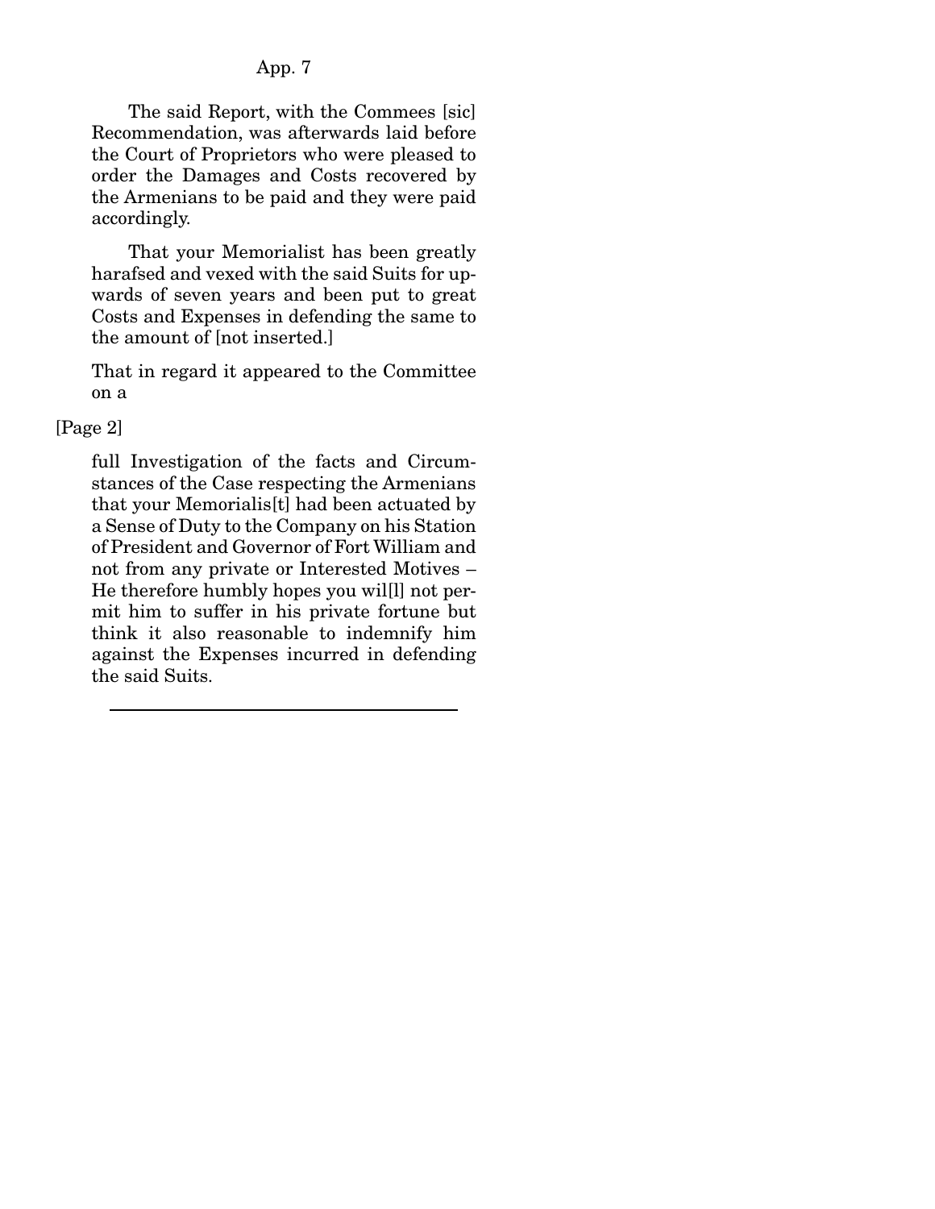The said Report, with the Commees [sic] Recommendation, was afterwards laid before the Court of Proprietors who were pleased to order the Damages and Costs recovered by the Armenians to be paid and they were paid accordingly.

That your Memorialist has been greatly harafsed and vexed with the said Suits for upwards of seven years and been put to great Costs and Expenses in defending the same to the amount of [not inserted.]

That in regard it appeared to the Committee on a

[Page 2]

full Investigation of the facts and Circumstances of the Case respecting the Armenians that your Memorialis[t] had been actuated by a Sense of Duty to the Company on his Station of President and Governor of Fort William and not from any private or Interested Motives – He therefore humbly hopes you wil[l] not permit him to suffer in his private fortune but think it also reasonable to indemnify him against the Expenses incurred in defending the said Suits.

---